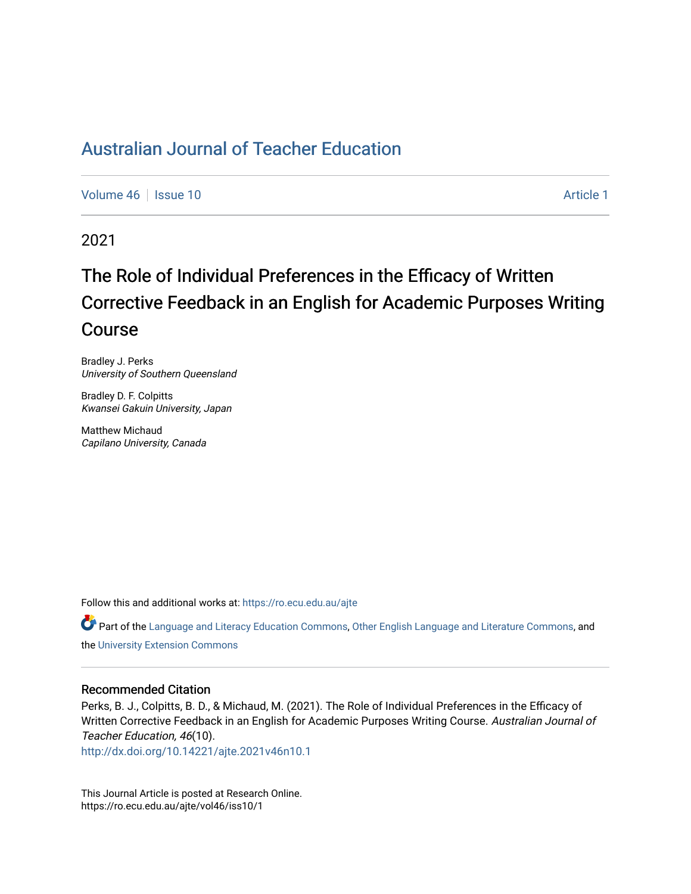# Australian Journal of Teacher Education

Volume 46 | Issue 10 | Article 1

2021

## The Role of Individual Preferences in the Efficacy of Written Corrective Feedback in an English for Academic Purposes Writing Course

Bradley J. Perks
*University of Southern Queensland*

Bradley D. F. Colpitts
*Kwansei Gakuin University, Japan*

Matthew Michaud
*Capilano University, Canada*

Follow this and additional works at: https://ro.ecu.edu.au/ajte

Part of the Language and Literacy Education Commons, Other English Language and Literature Commons, and the University Extension Commons

### Recommended Citation

Perks, B. J., Colpitts, B. D., & Michaud, M. (2021). The Role of Individual Preferences in the Efficacy of Written Corrective Feedback in an English for Academic Purposes Writing Course. *Australian Journal of Teacher Education, 46*(10).
http://dx.doi.org/10.14221/ajte.2021v46n10.1

This Journal Article is posted at Research Online.
https://ro.ecu.edu.au/ajte/vol46/iss10/1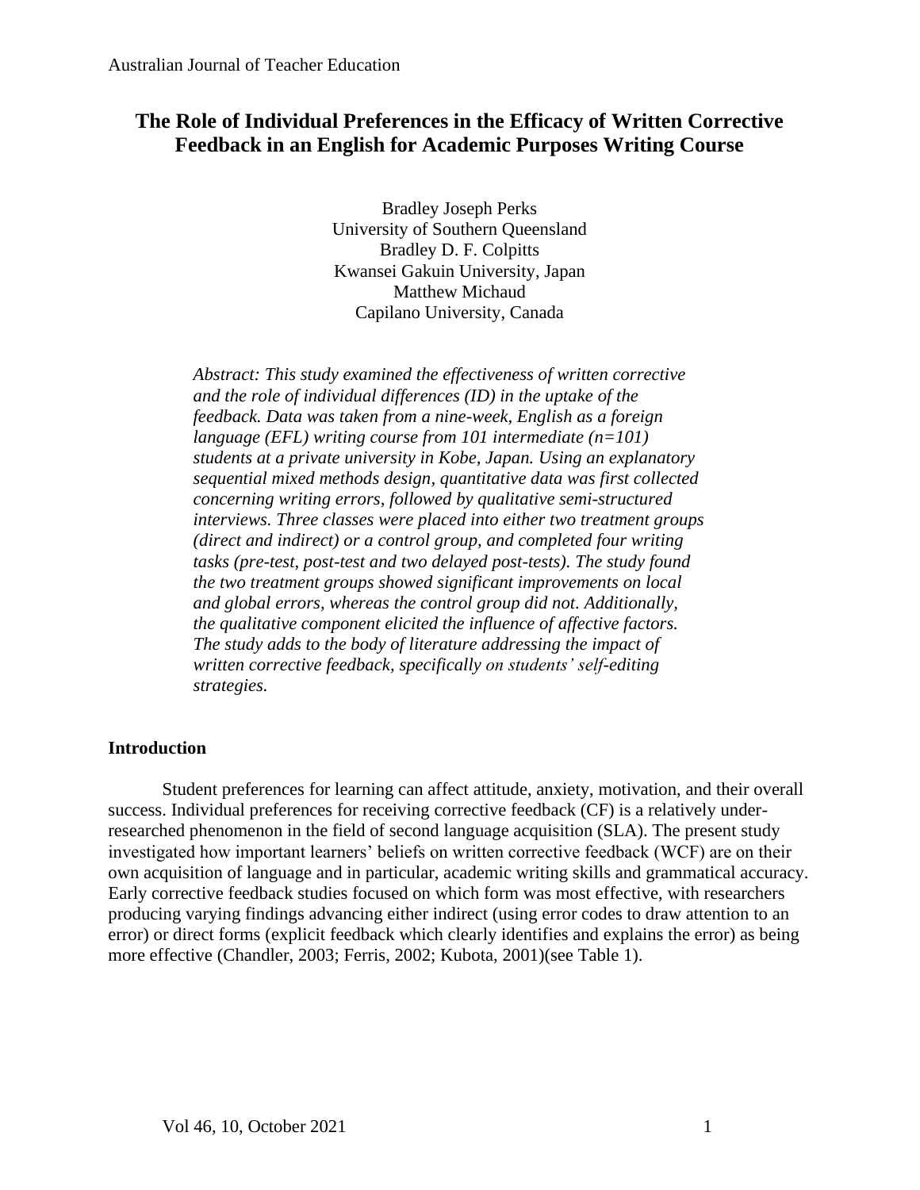# The Role of Individual Preferences in the Efficacy of Written Corrective Feedback in an English for Academic Purposes Writing Course

Bradley Joseph Perks
University of Southern Queensland
Bradley D. F. Colpitts
Kwansei Gakuin University, Japan
Matthew Michaud
Capilano University, Canada

*Abstract: This study examined the effectiveness of written corrective and the role of individual differences (ID) in the uptake of the feedback. Data was taken from a nine-week, English as a foreign language (EFL) writing course from 101 intermediate (n=101) students at a private university in Kobe, Japan. Using an explanatory sequential mixed methods design, quantitative data was first collected concerning writing errors, followed by qualitative semi-structured interviews. Three classes were placed into either two treatment groups (direct and indirect) or a control group, and completed four writing tasks (pre-test, post-test and two delayed post-tests). The study found the two treatment groups showed significant improvements on local and global errors, whereas the control group did not. Additionally, the qualitative component elicited the influence of affective factors. The study adds to the body of literature addressing the impact of written corrective feedback, specifically on students' self-editing strategies.*

## Introduction

Student preferences for learning can affect attitude, anxiety, motivation, and their overall success. Individual preferences for receiving corrective feedback (CF) is a relatively under-researched phenomenon in the field of second language acquisition (SLA). The present study investigated how important learners' beliefs on written corrective feedback (WCF) are on their own acquisition of language and in particular, academic writing skills and grammatical accuracy. Early corrective feedback studies focused on which form was most effective, with researchers producing varying findings advancing either indirect (using error codes to draw attention to an error) or direct forms (explicit feedback which clearly identifies and explains the error) as being more effective (Chandler, 2003; Ferris, 2002; Kubota, 2001)(see Table 1).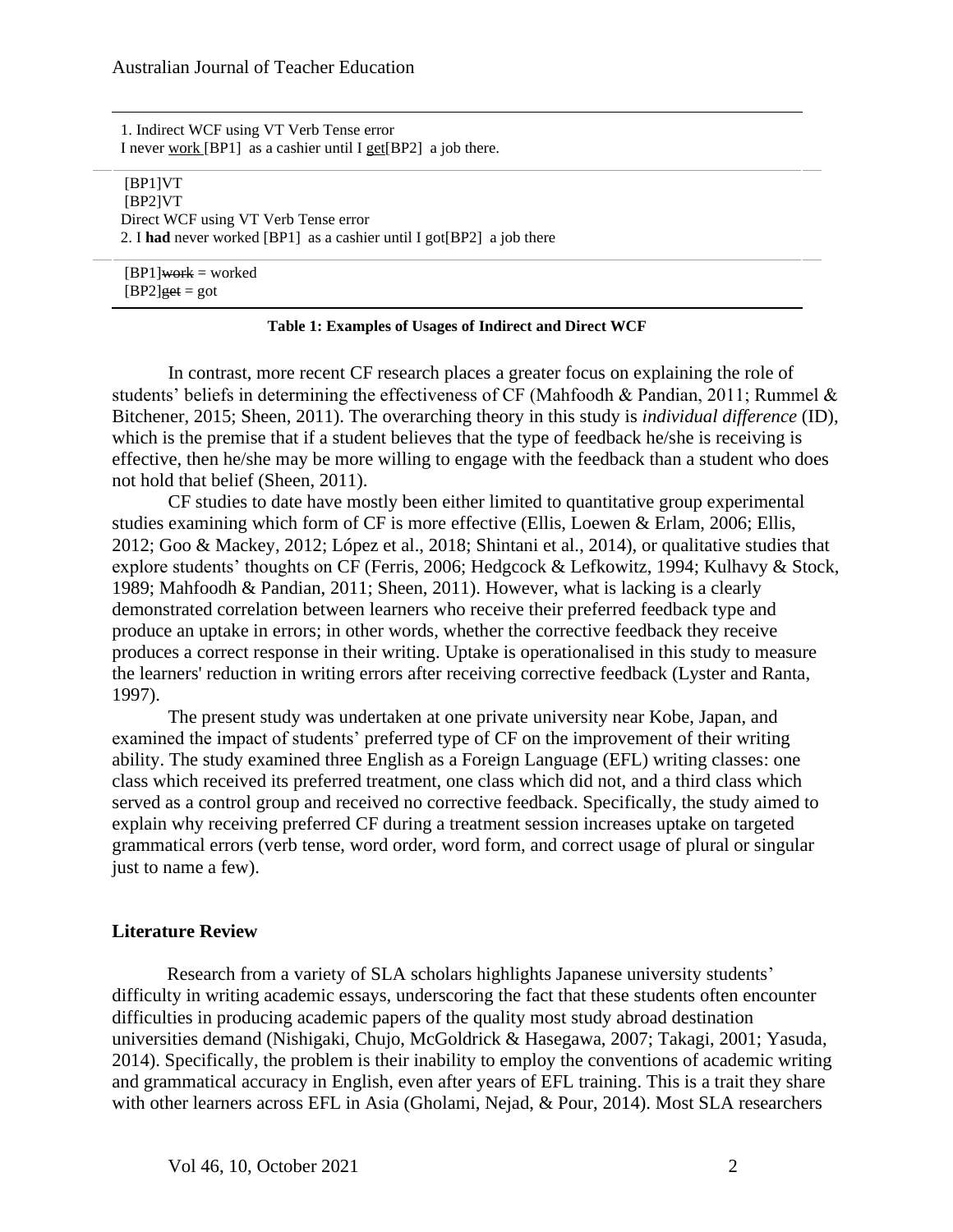| |
|---|
| 1. Indirect WCF using VT Verb Tense error<br>I never <u>work</u> [BP1] as a cashier until I <u>get</u>[BP2] a job there. |
| [BP1]VT<br>[BP2]VT<br>Direct WCF using VT Verb Tense error<br>2. I **had** never worked [BP1] as a cashier until I got[BP2] a job there |
| [BP1]~~work~~ = worked<br>[BP2]~~get~~ = got |

**Table 1: Examples of Usages of Indirect and Direct WCF**

In contrast, more recent CF research places a greater focus on explaining the role of students' beliefs in determining the effectiveness of CF (Mahfoodh & Pandian, 2011; Rummel & Bitchener, 2015; Sheen, 2011). The overarching theory in this study is *individual difference* (ID), which is the premise that if a student believes that the type of feedback he/she is receiving is effective, then he/she may be more willing to engage with the feedback than a student who does not hold that belief (Sheen, 2011).

CF studies to date have mostly been either limited to quantitative group experimental studies examining which form of CF is more effective (Ellis, Loewen & Erlam, 2006; Ellis, 2012; Goo & Mackey, 2012; López et al., 2018; Shintani et al., 2014), or qualitative studies that explore students' thoughts on CF (Ferris, 2006; Hedgcock & Lefkowitz, 1994; Kulhavy & Stock, 1989; Mahfoodh & Pandian, 2011; Sheen, 2011). However, what is lacking is a clearly demonstrated correlation between learners who receive their preferred feedback type and produce an uptake in errors; in other words, whether the corrective feedback they receive produces a correct response in their writing. Uptake is operationalised in this study to measure the learners' reduction in writing errors after receiving corrective feedback (Lyster and Ranta, 1997).

The present study was undertaken at one private university near Kobe, Japan, and examined the impact of students' preferred type of CF on the improvement of their writing ability. The study examined three English as a Foreign Language (EFL) writing classes: one class which received its preferred treatment, one class which did not, and a third class which served as a control group and received no corrective feedback. Specifically, the study aimed to explain why receiving preferred CF during a treatment session increases uptake on targeted grammatical errors (verb tense, word order, word form, and correct usage of plural or singular just to name a few).

## Literature Review

Research from a variety of SLA scholars highlights Japanese university students' difficulty in writing academic essays, underscoring the fact that these students often encounter difficulties in producing academic papers of the quality most study abroad destination universities demand (Nishigaki, Chujo, McGoldrick & Hasegawa, 2007; Takagi, 2001; Yasuda, 2014). Specifically, the problem is their inability to employ the conventions of academic writing and grammatical accuracy in English, even after years of EFL training. This is a trait they share with other learners across EFL in Asia (Gholami, Nejad, & Pour, 2014). Most SLA researchers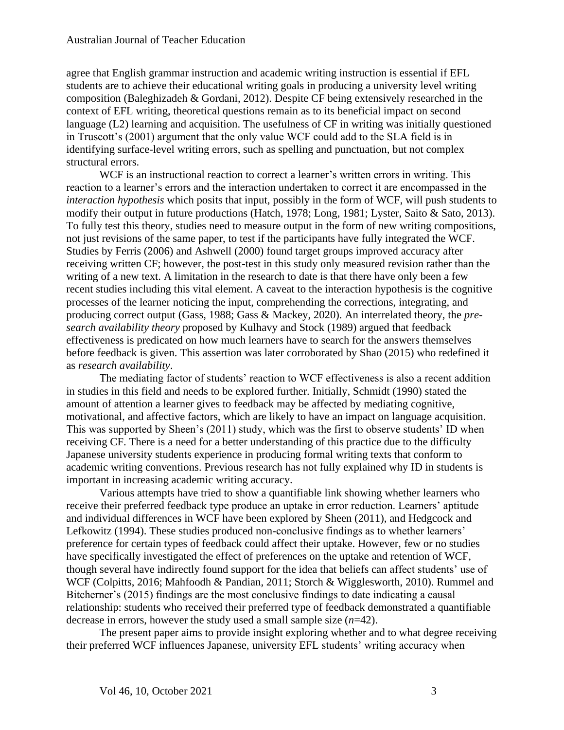agree that English grammar instruction and academic writing instruction is essential if EFL students are to achieve their educational writing goals in producing a university level writing composition (Baleghizadeh & Gordani, 2012). Despite CF being extensively researched in the context of EFL writing, theoretical questions remain as to its beneficial impact on second language (L2) learning and acquisition. The usefulness of CF in writing was initially questioned in Truscott's (2001) argument that the only value WCF could add to the SLA field is in identifying surface-level writing errors, such as spelling and punctuation, but not complex structural errors.

WCF is an instructional reaction to correct a learner's written errors in writing. This reaction to a learner's errors and the interaction undertaken to correct it are encompassed in the *interaction hypothesis* which posits that input, possibly in the form of WCF, will push students to modify their output in future productions (Hatch, 1978; Long, 1981; Lyster, Saito & Sato, 2013). To fully test this theory, studies need to measure output in the form of new writing compositions, not just revisions of the same paper, to test if the participants have fully integrated the WCF. Studies by Ferris (2006) and Ashwell (2000) found target groups improved accuracy after receiving written CF; however, the post-test in this study only measured revision rather than the writing of a new text. A limitation in the research to date is that there have only been a few recent studies including this vital element. A caveat to the interaction hypothesis is the cognitive processes of the learner noticing the input, comprehending the corrections, integrating, and producing correct output (Gass, 1988; Gass & Mackey, 2020). An interrelated theory, the *pre-search availability theory* proposed by Kulhavy and Stock (1989) argued that feedback effectiveness is predicated on how much learners have to search for the answers themselves before feedback is given. This assertion was later corroborated by Shao (2015) who redefined it as *research availability*.

The mediating factor of students' reaction to WCF effectiveness is also a recent addition in studies in this field and needs to be explored further. Initially, Schmidt (1990) stated the amount of attention a learner gives to feedback may be affected by mediating cognitive, motivational, and affective factors, which are likely to have an impact on language acquisition. This was supported by Sheen's (2011) study, which was the first to observe students' ID when receiving CF. There is a need for a better understanding of this practice due to the difficulty Japanese university students experience in producing formal writing texts that conform to academic writing conventions. Previous research has not fully explained why ID in students is important in increasing academic writing accuracy.

Various attempts have tried to show a quantifiable link showing whether learners who receive their preferred feedback type produce an uptake in error reduction. Learners' aptitude and individual differences in WCF have been explored by Sheen (2011), and Hedgcock and Lefkowitz (1994). These studies produced non-conclusive findings as to whether learners' preference for certain types of feedback could affect their uptake. However, few or no studies have specifically investigated the effect of preferences on the uptake and retention of WCF, though several have indirectly found support for the idea that beliefs can affect students' use of WCF (Colpitts, 2016; Mahfoodh & Pandian, 2011; Storch & Wigglesworth, 2010). Rummel and Bitcherner's (2015) findings are the most conclusive findings to date indicating a causal relationship: students who received their preferred type of feedback demonstrated a quantifiable decrease in errors, however the study used a small sample size ($n$=42).

The present paper aims to provide insight exploring whether and to what degree receiving their preferred WCF influences Japanese, university EFL students' writing accuracy when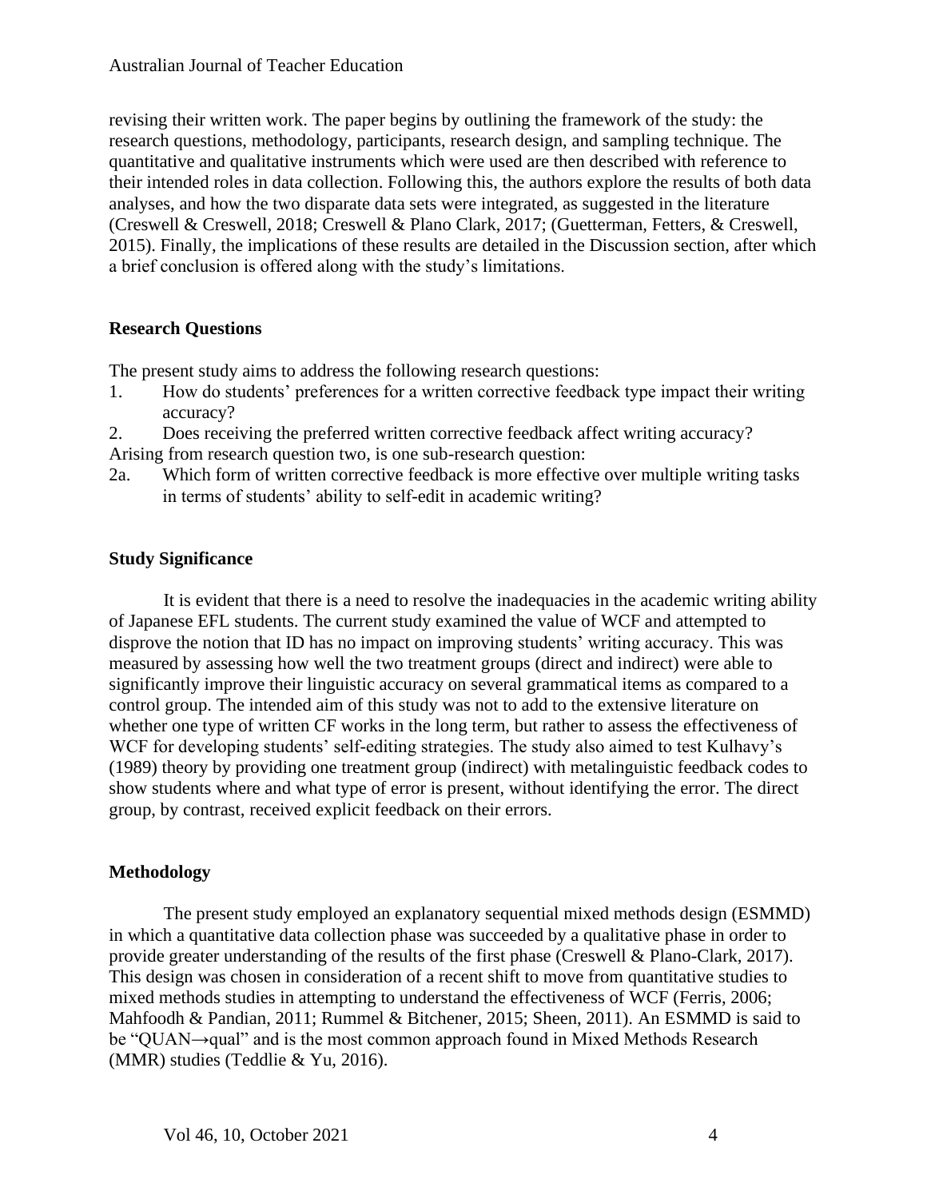revising their written work. The paper begins by outlining the framework of the study: the research questions, methodology, participants, research design, and sampling technique. The quantitative and qualitative instruments which were used are then described with reference to their intended roles in data collection. Following this, the authors explore the results of both data analyses, and how the two disparate data sets were integrated, as suggested in the literature (Creswell & Creswell, 2018; Creswell & Plano Clark, 2017; (Guetterman, Fetters, & Creswell, 2015). Finally, the implications of these results are detailed in the Discussion section, after which a brief conclusion is offered along with the study's limitations.

## Research Questions

The present study aims to address the following research questions:

1. How do students' preferences for a written corrective feedback type impact their writing accuracy?
2. Does receiving the preferred written corrective feedback affect writing accuracy?

Arising from research question two, is one sub-research question:

2a. Which form of written corrective feedback is more effective over multiple writing tasks in terms of students' ability to self-edit in academic writing?

## Study Significance

It is evident that there is a need to resolve the inadequacies in the academic writing ability of Japanese EFL students. The current study examined the value of WCF and attempted to disprove the notion that ID has no impact on improving students' writing accuracy. This was measured by assessing how well the two treatment groups (direct and indirect) were able to significantly improve their linguistic accuracy on several grammatical items as compared to a control group. The intended aim of this study was not to add to the extensive literature on whether one type of written CF works in the long term, but rather to assess the effectiveness of WCF for developing students' self-editing strategies. The study also aimed to test Kulhavy's (1989) theory by providing one treatment group (indirect) with metalinguistic feedback codes to show students where and what type of error is present, without identifying the error. The direct group, by contrast, received explicit feedback on their errors.

## Methodology

The present study employed an explanatory sequential mixed methods design (ESMMD) in which a quantitative data collection phase was succeeded by a qualitative phase in order to provide greater understanding of the results of the first phase (Creswell & Plano-Clark, 2017). This design was chosen in consideration of a recent shift to move from quantitative studies to mixed methods studies in attempting to understand the effectiveness of WCF (Ferris, 2006; Mahfoodh & Pandian, 2011; Rummel & Bitchener, 2015; Sheen, 2011). An ESMMD is said to be "QUAN→qual" and is the most common approach found in Mixed Methods Research (MMR) studies (Teddlie & Yu, 2016).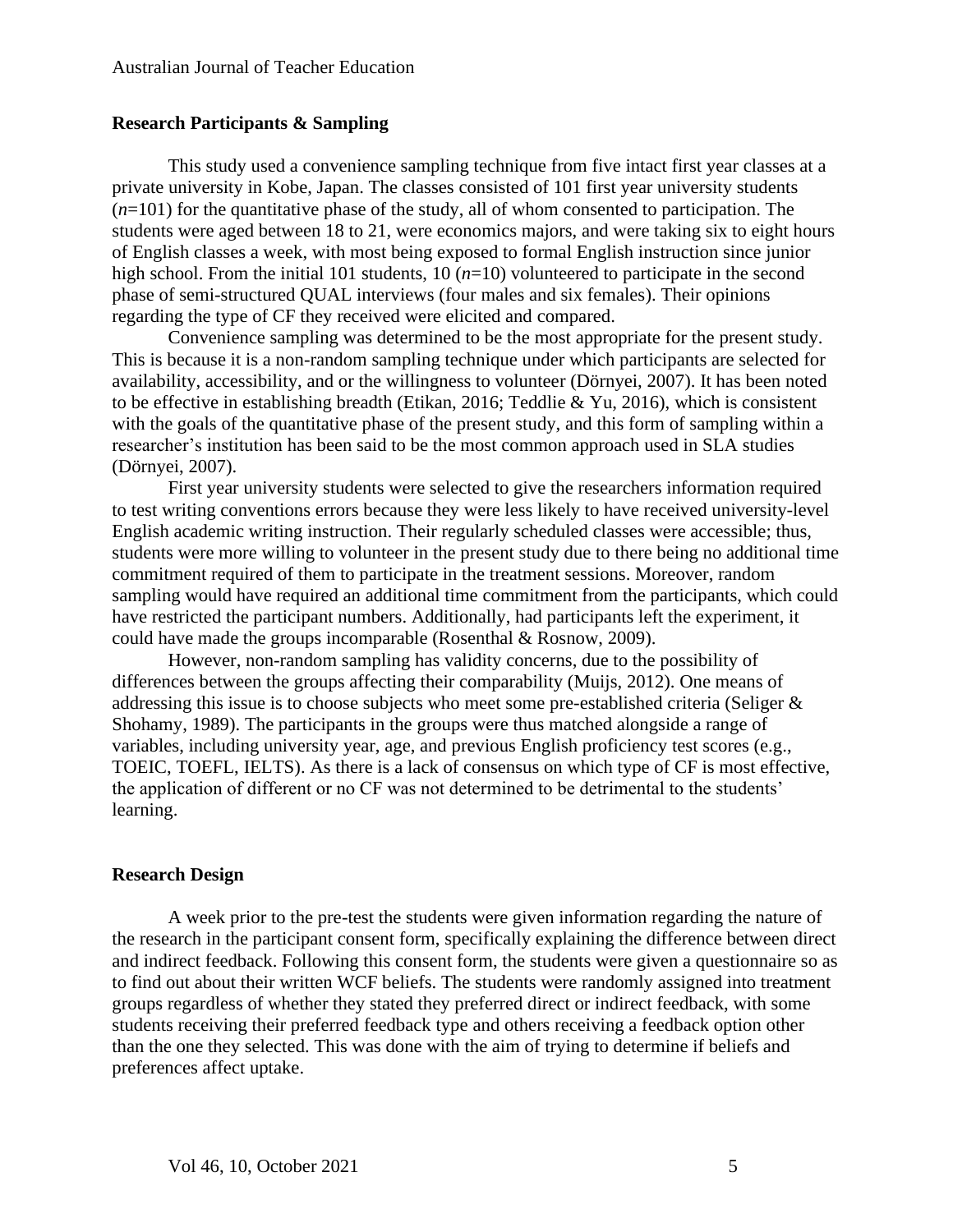### Research Participants & Sampling

This study used a convenience sampling technique from five intact first year classes at a private university in Kobe, Japan. The classes consisted of 101 first year university students (*n*=101) for the quantitative phase of the study, all of whom consented to participation. The students were aged between 18 to 21, were economics majors, and were taking six to eight hours of English classes a week, with most being exposed to formal English instruction since junior high school. From the initial 101 students, 10 (*n*=10) volunteered to participate in the second phase of semi-structured QUAL interviews (four males and six females). Their opinions regarding the type of CF they received were elicited and compared.

Convenience sampling was determined to be the most appropriate for the present study. This is because it is a non-random sampling technique under which participants are selected for availability, accessibility, and or the willingness to volunteer (Dörnyei, 2007). It has been noted to be effective in establishing breadth (Etikan, 2016; Teddlie & Yu, 2016), which is consistent with the goals of the quantitative phase of the present study, and this form of sampling within a researcher's institution has been said to be the most common approach used in SLA studies (Dörnyei, 2007).

First year university students were selected to give the researchers information required to test writing conventions errors because they were less likely to have received university-level English academic writing instruction. Their regularly scheduled classes were accessible; thus, students were more willing to volunteer in the present study due to there being no additional time commitment required of them to participate in the treatment sessions. Moreover, random sampling would have required an additional time commitment from the participants, which could have restricted the participant numbers. Additionally, had participants left the experiment, it could have made the groups incomparable (Rosenthal & Rosnow, 2009).

However, non-random sampling has validity concerns, due to the possibility of differences between the groups affecting their comparability (Muijs, 2012). One means of addressing this issue is to choose subjects who meet some pre-established criteria (Seliger & Shohamy, 1989). The participants in the groups were thus matched alongside a range of variables, including university year, age, and previous English proficiency test scores (e.g., TOEIC, TOEFL, IELTS). As there is a lack of consensus on which type of CF is most effective, the application of different or no CF was not determined to be detrimental to the students' learning.

### Research Design

A week prior to the pre-test the students were given information regarding the nature of the research in the participant consent form, specifically explaining the difference between direct and indirect feedback. Following this consent form, the students were given a questionnaire so as to find out about their written WCF beliefs. The students were randomly assigned into treatment groups regardless of whether they stated they preferred direct or indirect feedback, with some students receiving their preferred feedback type and others receiving a feedback option other than the one they selected. This was done with the aim of trying to determine if beliefs and preferences affect uptake.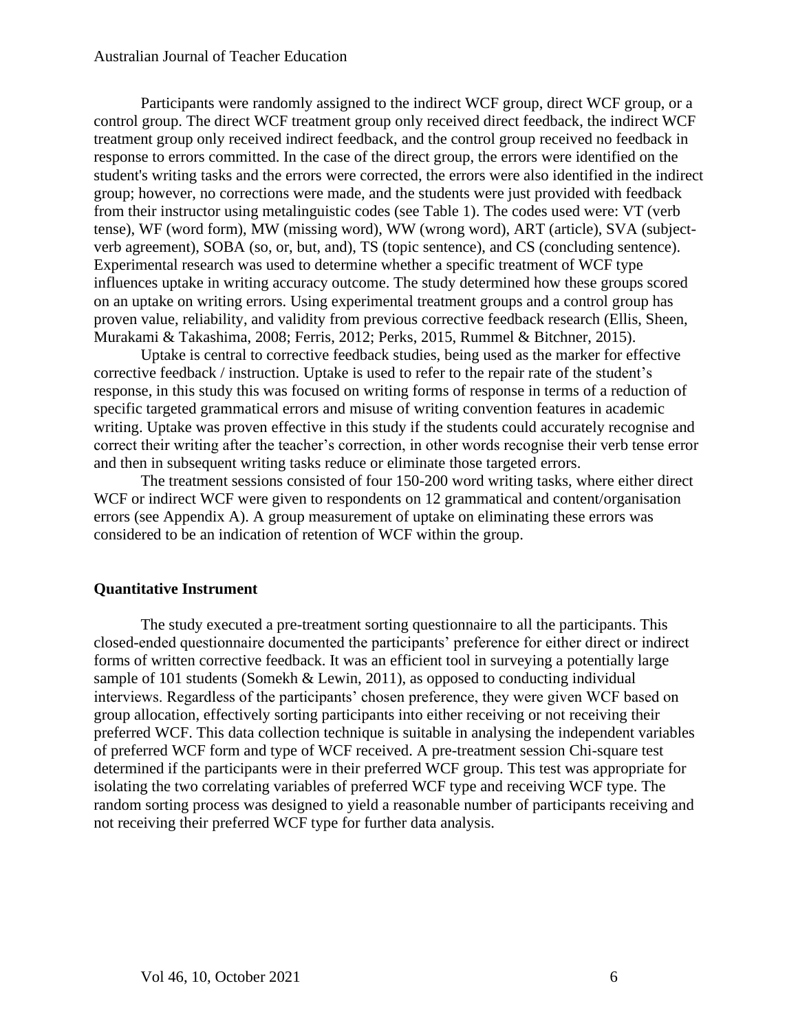Participants were randomly assigned to the indirect WCF group, direct WCF group, or a control group. The direct WCF treatment group only received direct feedback, the indirect WCF treatment group only received indirect feedback, and the control group received no feedback in response to errors committed. In the case of the direct group, the errors were identified on the student's writing tasks and the errors were corrected, the errors were also identified in the indirect group; however, no corrections were made, and the students were just provided with feedback from their instructor using metalinguistic codes (see Table 1). The codes used were: VT (verb tense), WF (word form), MW (missing word), WW (wrong word), ART (article), SVA (subject-verb agreement), SOBA (so, or, but, and), TS (topic sentence), and CS (concluding sentence). Experimental research was used to determine whether a specific treatment of WCF type influences uptake in writing accuracy outcome. The study determined how these groups scored on an uptake on writing errors. Using experimental treatment groups and a control group has proven value, reliability, and validity from previous corrective feedback research (Ellis, Sheen, Murakami & Takashima, 2008; Ferris, 2012; Perks, 2015, Rummel & Bitchner, 2015).

Uptake is central to corrective feedback studies, being used as the marker for effective corrective feedback / instruction. Uptake is used to refer to the repair rate of the student's response, in this study this was focused on writing forms of response in terms of a reduction of specific targeted grammatical errors and misuse of writing convention features in academic writing. Uptake was proven effective in this study if the students could accurately recognise and correct their writing after the teacher's correction, in other words recognise their verb tense error and then in subsequent writing tasks reduce or eliminate those targeted errors.

The treatment sessions consisted of four 150-200 word writing tasks, where either direct WCF or indirect WCF were given to respondents on 12 grammatical and content/organisation errors (see Appendix A). A group measurement of uptake on eliminating these errors was considered to be an indication of retention of WCF within the group.

**Quantitative Instrument**

The study executed a pre-treatment sorting questionnaire to all the participants. This closed-ended questionnaire documented the participants' preference for either direct or indirect forms of written corrective feedback. It was an efficient tool in surveying a potentially large sample of 101 students (Somekh & Lewin, 2011), as opposed to conducting individual interviews. Regardless of the participants' chosen preference, they were given WCF based on group allocation, effectively sorting participants into either receiving or not receiving their preferred WCF. This data collection technique is suitable in analysing the independent variables of preferred WCF form and type of WCF received. A pre-treatment session Chi-square test determined if the participants were in their preferred WCF group. This test was appropriate for isolating the two correlating variables of preferred WCF type and receiving WCF type. The random sorting process was designed to yield a reasonable number of participants receiving and not receiving their preferred WCF type for further data analysis.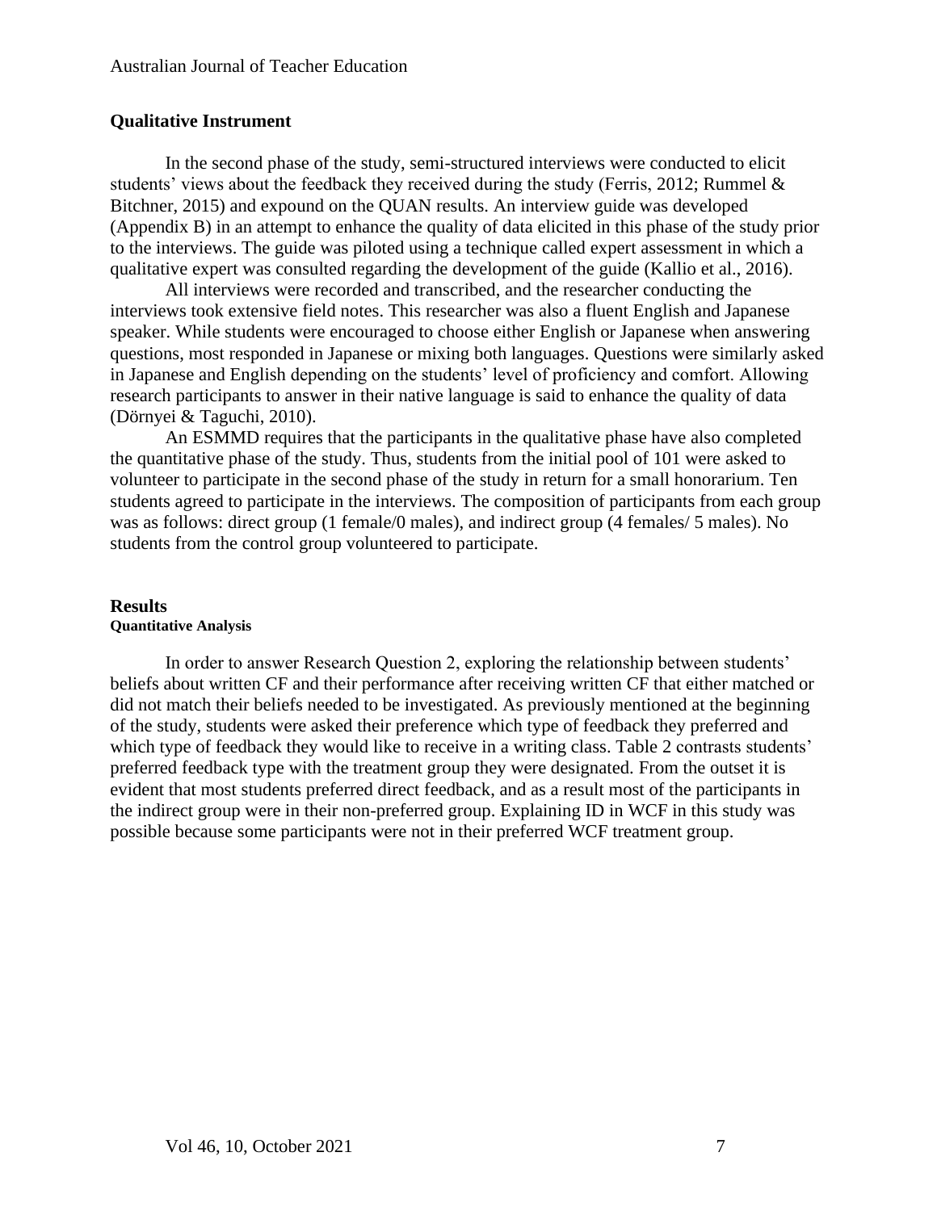### Qualitative Instrument

In the second phase of the study, semi-structured interviews were conducted to elicit students' views about the feedback they received during the study (Ferris, 2012; Rummel & Bitchner, 2015) and expound on the QUAN results. An interview guide was developed (Appendix B) in an attempt to enhance the quality of data elicited in this phase of the study prior to the interviews. The guide was piloted using a technique called expert assessment in which a qualitative expert was consulted regarding the development of the guide (Kallio et al., 2016).

All interviews were recorded and transcribed, and the researcher conducting the interviews took extensive field notes. This researcher was also a fluent English and Japanese speaker. While students were encouraged to choose either English or Japanese when answering questions, most responded in Japanese or mixing both languages. Questions were similarly asked in Japanese and English depending on the students' level of proficiency and comfort. Allowing research participants to answer in their native language is said to enhance the quality of data (Dörnyei & Taguchi, 2010).

An ESMMD requires that the participants in the qualitative phase have also completed the quantitative phase of the study. Thus, students from the initial pool of 101 were asked to volunteer to participate in the second phase of the study in return for a small honorarium. Ten students agreed to participate in the interviews. The composition of participants from each group was as follows: direct group (1 female/0 males), and indirect group (4 females/ 5 males). No students from the control group volunteered to participate.

## Results

### Quantitative Analysis

In order to answer Research Question 2, exploring the relationship between students' beliefs about written CF and their performance after receiving written CF that either matched or did not match their beliefs needed to be investigated. As previously mentioned at the beginning of the study, students were asked their preference which type of feedback they preferred and which type of feedback they would like to receive in a writing class. Table 2 contrasts students' preferred feedback type with the treatment group they were designated. From the outset it is evident that most students preferred direct feedback, and as a result most of the participants in the indirect group were in their non-preferred group. Explaining ID in WCF in this study was possible because some participants were not in their preferred WCF treatment group.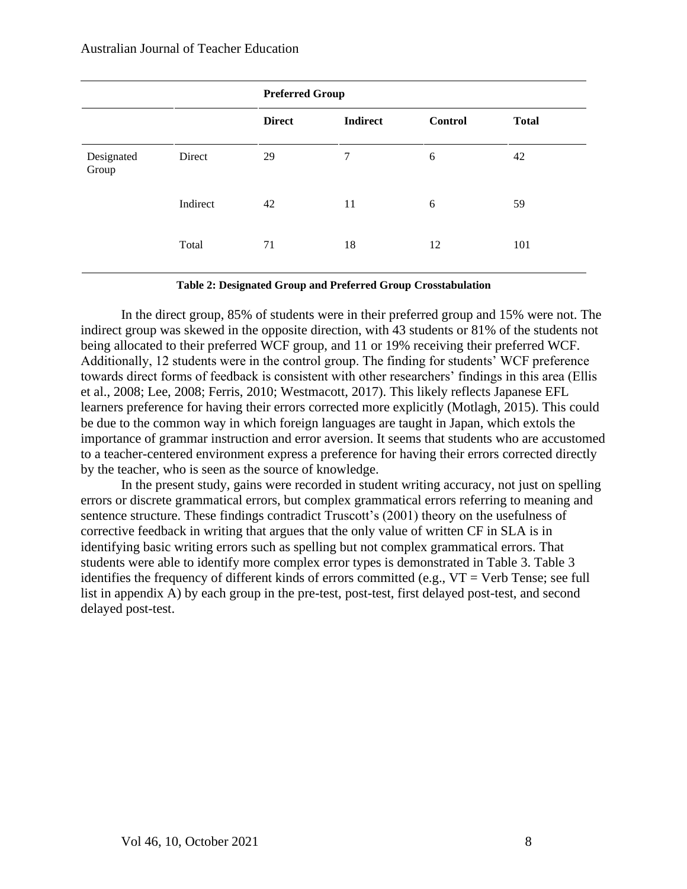| | | Preferred Group | | | |
|---|---|---|---|---|---|
| | | **Direct** | **Indirect** | **Control** | **Total** |
| Designated Group | Direct | 29 | 7 | 6 | 42 |
| | Indirect | 42 | 11 | 6 | 59 |
| | Total | 71 | 18 | 12 | 101 |

**Table 2: Designated Group and Preferred Group Crosstabulation**

In the direct group, 85% of students were in their preferred group and 15% were not. The indirect group was skewed in the opposite direction, with 43 students or 81% of the students not being allocated to their preferred WCF group, and 11 or 19% receiving their preferred WCF. Additionally, 12 students were in the control group. The finding for students' WCF preference towards direct forms of feedback is consistent with other researchers' findings in this area (Ellis et al., 2008; Lee, 2008; Ferris, 2010; Westmacott, 2017). This likely reflects Japanese EFL learners preference for having their errors corrected more explicitly (Motlagh, 2015). This could be due to the common way in which foreign languages are taught in Japan, which extols the importance of grammar instruction and error aversion. It seems that students who are accustomed to a teacher-centered environment express a preference for having their errors corrected directly by the teacher, who is seen as the source of knowledge.

In the present study, gains were recorded in student writing accuracy, not just on spelling errors or discrete grammatical errors, but complex grammatical errors referring to meaning and sentence structure. These findings contradict Truscott's (2001) theory on the usefulness of corrective feedback in writing that argues that the only value of written CF in SLA is in identifying basic writing errors such as spelling but not complex grammatical errors. That students were able to identify more complex error types is demonstrated in Table 3. Table 3 identifies the frequency of different kinds of errors committed (e.g., VT = Verb Tense; see full list in appendix A) by each group in the pre-test, post-test, first delayed post-test, and second delayed post-test.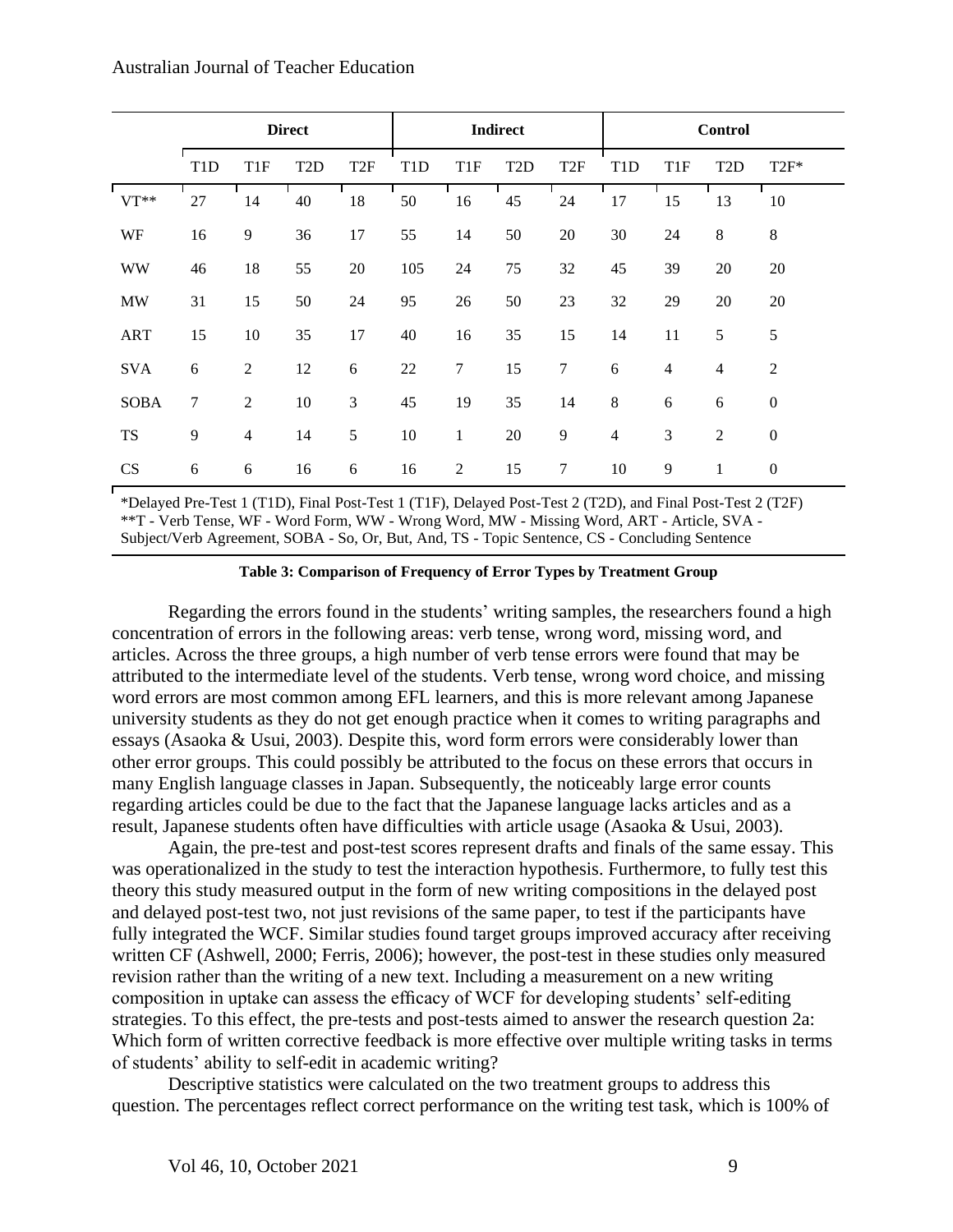| | Direct | | | | Indirect | | | | Control | | | |
|---|---|---|---|---|---|---|---|---|---|---|---|---|
| | T1D | T1F | T2D | T2F | T1D | T1F | T2D | T2F | T1D | T1F | T2D | T2F* |
| VT** | 27 | 14 | 40 | 18 | 50 | 16 | 45 | 24 | 17 | 15 | 13 | 10 |
| WF | 16 | 9 | 36 | 17 | 55 | 14 | 50 | 20 | 30 | 24 | 8 | 8 |
| WW | 46 | 18 | 55 | 20 | 105 | 24 | 75 | 32 | 45 | 39 | 20 | 20 |
| MW | 31 | 15 | 50 | 24 | 95 | 26 | 50 | 23 | 32 | 29 | 20 | 20 |
| ART | 15 | 10 | 35 | 17 | 40 | 16 | 35 | 15 | 14 | 11 | 5 | 5 |
| SVA | 6 | 2 | 12 | 6 | 22 | 7 | 15 | 7 | 6 | 4 | 4 | 2 |
| SOBA | 7 | 2 | 10 | 3 | 45 | 19 | 35 | 14 | 8 | 6 | 6 | 0 |
| TS | 9 | 4 | 14 | 5 | 10 | 1 | 20 | 9 | 4 | 3 | 2 | 0 |
| CS | 6 | 6 | 16 | 6 | 16 | 2 | 15 | 7 | 10 | 9 | 1 | 0 |

*Delayed Pre-Test 1 (T1D), Final Post-Test 1 (T1F), Delayed Post-Test 2 (T2D), and Final Post-Test 2 (T2F)
**T - Verb Tense, WF - Word Form, WW - Wrong Word, MW - Missing Word, ART - Article, SVA - Subject/Verb Agreement, SOBA - So, Or, But, And, TS - Topic Sentence, CS - Concluding Sentence

**Table 3: Comparison of Frequency of Error Types by Treatment Group**

Regarding the errors found in the students' writing samples, the researchers found a high concentration of errors in the following areas: verb tense, wrong word, missing word, and articles. Across the three groups, a high number of verb tense errors were found that may be attributed to the intermediate level of the students. Verb tense, wrong word choice, and missing word errors are most common among EFL learners, and this is more relevant among Japanese university students as they do not get enough practice when it comes to writing paragraphs and essays (Asaoka & Usui, 2003). Despite this, word form errors were considerably lower than other error groups. This could possibly be attributed to the focus on these errors that occurs in many English language classes in Japan. Subsequently, the noticeably large error counts regarding articles could be due to the fact that the Japanese language lacks articles and as a result, Japanese students often have difficulties with article usage (Asaoka & Usui, 2003).

Again, the pre-test and post-test scores represent drafts and finals of the same essay. This was operationalized in the study to test the interaction hypothesis. Furthermore, to fully test this theory this study measured output in the form of new writing compositions in the delayed post and delayed post-test two, not just revisions of the same paper, to test if the participants have fully integrated the WCF. Similar studies found target groups improved accuracy after receiving written CF (Ashwell, 2000; Ferris, 2006); however, the post-test in these studies only measured revision rather than the writing of a new text. Including a measurement on a new writing composition in uptake can assess the efficacy of WCF for developing students' self-editing strategies. To this effect, the pre-tests and post-tests aimed to answer the research question 2a: Which form of written corrective feedback is more effective over multiple writing tasks in terms of students' ability to self-edit in academic writing?

Descriptive statistics were calculated on the two treatment groups to address this question. The percentages reflect correct performance on the writing test task, which is 100% of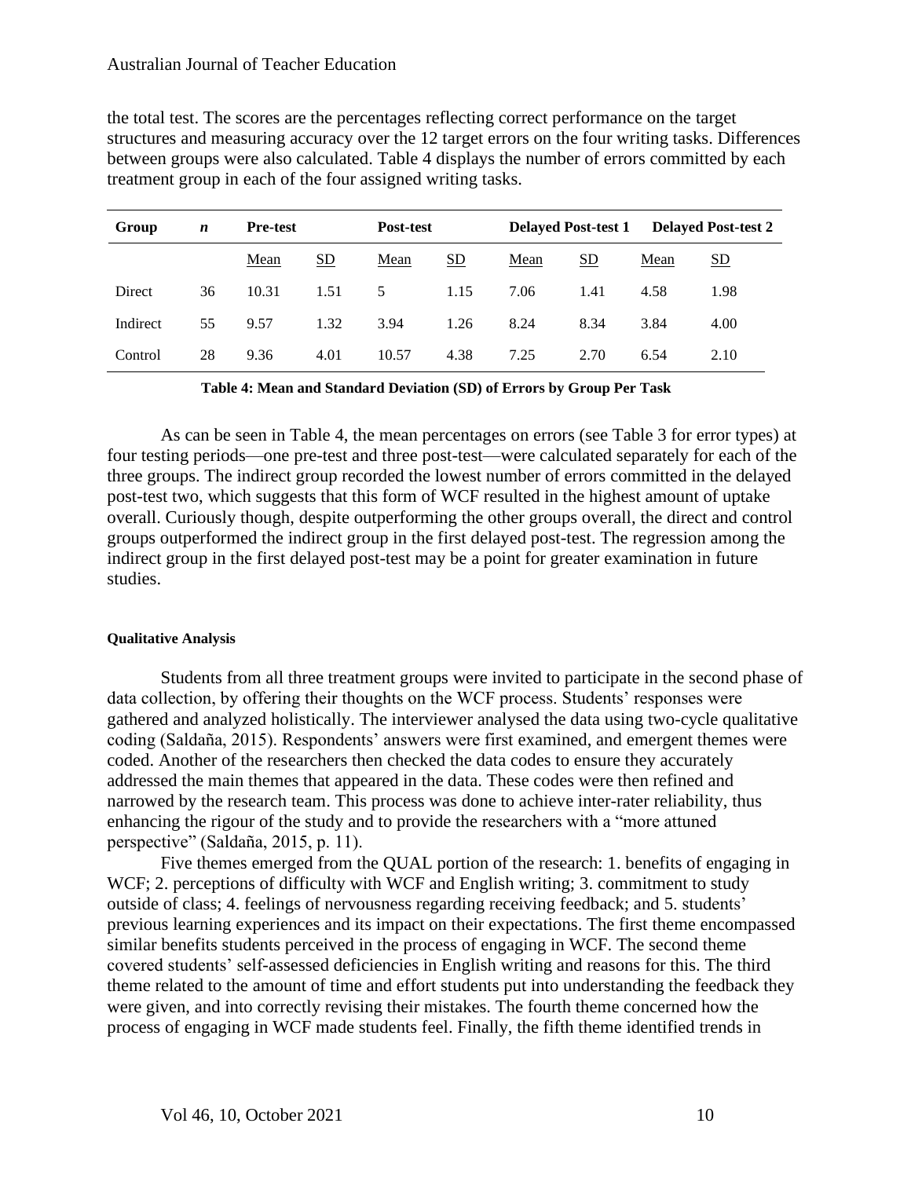the total test. The scores are the percentages reflecting correct performance on the target structures and measuring accuracy over the 12 target errors on the four writing tasks. Differences between groups were also calculated. Table 4 displays the number of errors committed by each treatment group in each of the four assigned writing tasks.

| Group | *n* | Pre-test | | Post-test | | Delayed Post-test 1 | | Delayed Post-test 2 | |
|---|---|---|---|---|---|---|---|---|---|
| | | Mean | SD | Mean | SD | Mean | SD | Mean | SD |
| Direct | 36 | 10.31 | 1.51 | 5 | 1.15 | 7.06 | 1.41 | 4.58 | 1.98 |
| Indirect | 55 | 9.57 | 1.32 | 3.94 | 1.26 | 8.24 | 8.34 | 3.84 | 4.00 |
| Control | 28 | 9.36 | 4.01 | 10.57 | 4.38 | 7.25 | 2.70 | 6.54 | 2.10 |

**Table 4: Mean and Standard Deviation (SD) of Errors by Group Per Task**

As can be seen in Table 4, the mean percentages on errors (see Table 3 for error types) at four testing periods—one pre-test and three post-test—were calculated separately for each of the three groups. The indirect group recorded the lowest number of errors committed in the delayed post-test two, which suggests that this form of WCF resulted in the highest amount of uptake overall. Curiously though, despite outperforming the other groups overall, the direct and control groups outperformed the indirect group in the first delayed post-test. The regression among the indirect group in the first delayed post-test may be a point for greater examination in future studies.

#### Qualitative Analysis

Students from all three treatment groups were invited to participate in the second phase of data collection, by offering their thoughts on the WCF process. Students' responses were gathered and analyzed holistically. The interviewer analysed the data using two-cycle qualitative coding (Saldaña, 2015). Respondents' answers were first examined, and emergent themes were coded. Another of the researchers then checked the data codes to ensure they accurately addressed the main themes that appeared in the data. These codes were then refined and narrowed by the research team. This process was done to achieve inter-rater reliability, thus enhancing the rigour of the study and to provide the researchers with a "more attuned perspective" (Saldaña, 2015, p. 11).

Five themes emerged from the QUAL portion of the research: 1. benefits of engaging in WCF; 2. perceptions of difficulty with WCF and English writing; 3. commitment to study outside of class; 4. feelings of nervousness regarding receiving feedback; and 5. students' previous learning experiences and its impact on their expectations. The first theme encompassed similar benefits students perceived in the process of engaging in WCF. The second theme covered students' self-assessed deficiencies in English writing and reasons for this. The third theme related to the amount of time and effort students put into understanding the feedback they were given, and into correctly revising their mistakes. The fourth theme concerned how the process of engaging in WCF made students feel. Finally, the fifth theme identified trends in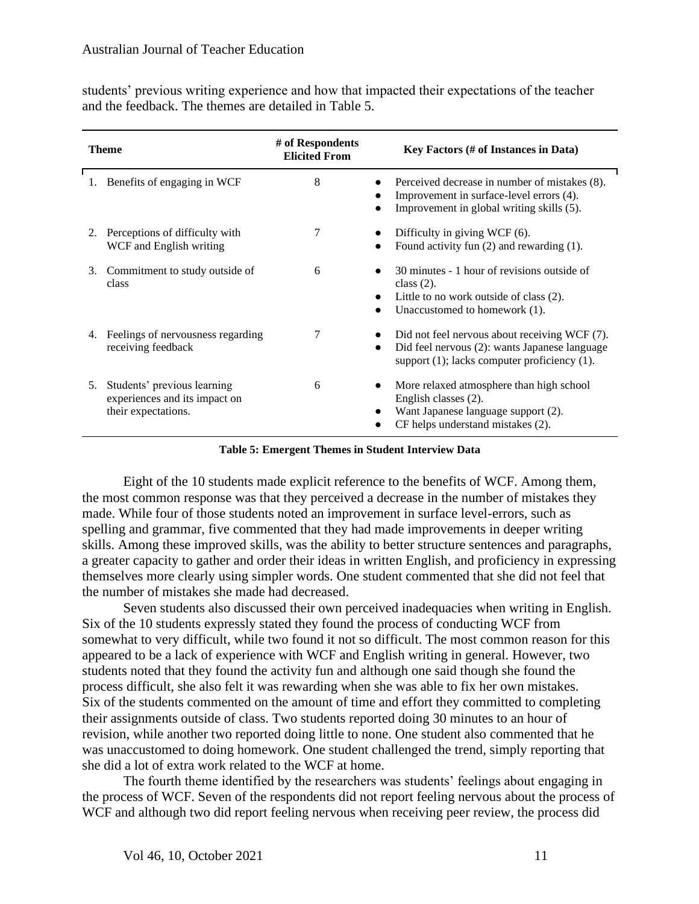students' previous writing experience and how that impacted their expectations of the teacher and the feedback. The themes are detailed in Table 5.

| Theme | # of Respondents Elicited From | Key Factors (# of Instances in Data) |
|---|---|---|
| 1. Benefits of engaging in WCF | 8 | ● Perceived decrease in number of mistakes (8).<br>● Improvement in surface-level errors (4).<br>● Improvement in global writing skills (5). |
| 2. Perceptions of difficulty with WCF and English writing | 7 | ● Difficulty in giving WCF (6).<br>● Found activity fun (2) and rewarding (1). |
| 3. Commitment to study outside of class | 6 | ● 30 minutes - 1 hour of revisions outside of class (2).<br>● Little to no work outside of class (2).<br>● Unaccustomed to homework (1). |
| 4. Feelings of nervousness regarding receiving feedback | 7 | ● Did not feel nervous about receiving WCF (7).<br>● Did feel nervous (2): wants Japanese language support (1); lacks computer proficiency (1). |
| 5. Students' previous learning experiences and its impact on their expectations. | 6 | ● More relaxed atmosphere than high school English classes (2).<br>● Want Japanese language support (2).<br>● CF helps understand mistakes (2). |

**Table 5: Emergent Themes in Student Interview Data**

Eight of the 10 students made explicit reference to the benefits of WCF. Among them, the most common response was that they perceived a decrease in the number of mistakes they made. While four of those students noted an improvement in surface level-errors, such as spelling and grammar, five commented that they had made improvements in deeper writing skills. Among these improved skills, was the ability to better structure sentences and paragraphs, a greater capacity to gather and order their ideas in written English, and proficiency in expressing themselves more clearly using simpler words. One student commented that she did not feel that the number of mistakes she made had decreased.

Seven students also discussed their own perceived inadequacies when writing in English. Six of the 10 students expressly stated they found the process of conducting WCF from somewhat to very difficult, while two found it not so difficult. The most common reason for this appeared to be a lack of experience with WCF and English writing in general. However, two students noted that they found the activity fun and although one said though she found the process difficult, she also felt it was rewarding when she was able to fix her own mistakes. Six of the students commented on the amount of time and effort they committed to completing their assignments outside of class. Two students reported doing 30 minutes to an hour of revision, while another two reported doing little to none. One student also commented that he was unaccustomed to doing homework. One student challenged the trend, simply reporting that she did a lot of extra work related to the WCF at home.

The fourth theme identified by the researchers was students' feelings about engaging in the process of WCF. Seven of the respondents did not report feeling nervous about the process of WCF and although two did report feeling nervous when receiving peer review, the process did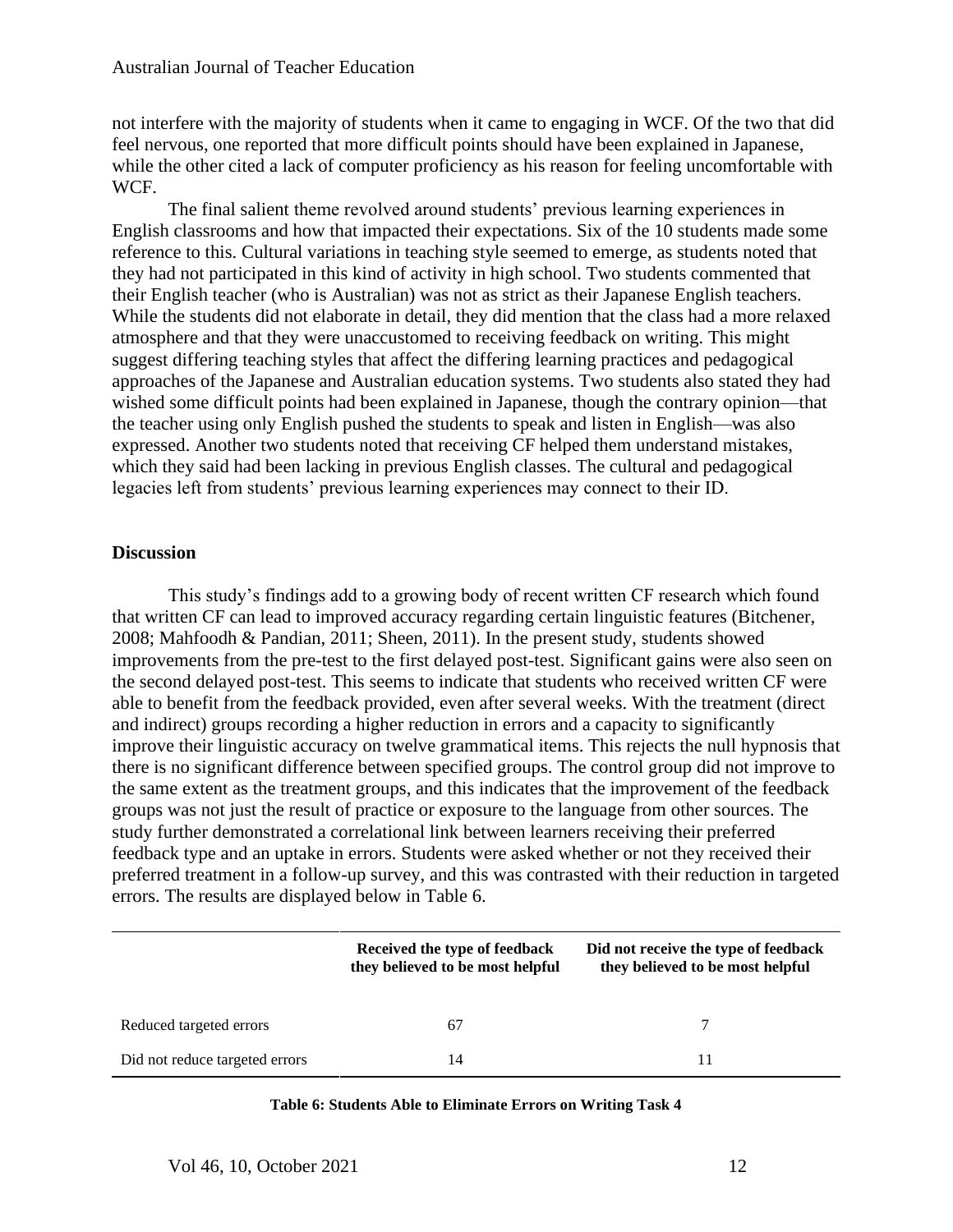not interfere with the majority of students when it came to engaging in WCF. Of the two that did feel nervous, one reported that more difficult points should have been explained in Japanese, while the other cited a lack of computer proficiency as his reason for feeling uncomfortable with WCF.

The final salient theme revolved around students' previous learning experiences in English classrooms and how that impacted their expectations. Six of the 10 students made some reference to this. Cultural variations in teaching style seemed to emerge, as students noted that they had not participated in this kind of activity in high school. Two students commented that their English teacher (who is Australian) was not as strict as their Japanese English teachers. While the students did not elaborate in detail, they did mention that the class had a more relaxed atmosphere and that they were unaccustomed to receiving feedback on writing. This might suggest differing teaching styles that affect the differing learning practices and pedagogical approaches of the Japanese and Australian education systems. Two students also stated they had wished some difficult points had been explained in Japanese, though the contrary opinion—that the teacher using only English pushed the students to speak and listen in English—was also expressed. Another two students noted that receiving CF helped them understand mistakes, which they said had been lacking in previous English classes. The cultural and pedagogical legacies left from students' previous learning experiences may connect to their ID.

## Discussion

This study's findings add to a growing body of recent written CF research which found that written CF can lead to improved accuracy regarding certain linguistic features (Bitchener, 2008; Mahfoodh & Pandian, 2011; Sheen, 2011). In the present study, students showed improvements from the pre-test to the first delayed post-test. Significant gains were also seen on the second delayed post-test. This seems to indicate that students who received written CF were able to benefit from the feedback provided, even after several weeks. With the treatment (direct and indirect) groups recording a higher reduction in errors and a capacity to significantly improve their linguistic accuracy on twelve grammatical items. This rejects the null hypnosis that there is no significant difference between specified groups. The control group did not improve to the same extent as the treatment groups, and this indicates that the improvement of the feedback groups was not just the result of practice or exposure to the language from other sources. The study further demonstrated a correlational link between learners receiving their preferred feedback type and an uptake in errors. Students were asked whether or not they received their preferred treatment in a follow-up survey, and this was contrasted with their reduction in targeted errors. The results are displayed below in Table 6.

| | **Received the type of feedback they believed to be most helpful** | **Did not receive the type of feedback they believed to be most helpful** |
|---|---|---|
| Reduced targeted errors | 67 | 7 |
| Did not reduce targeted errors | 14 | 11 |

**Table 6: Students Able to Eliminate Errors on Writing Task 4**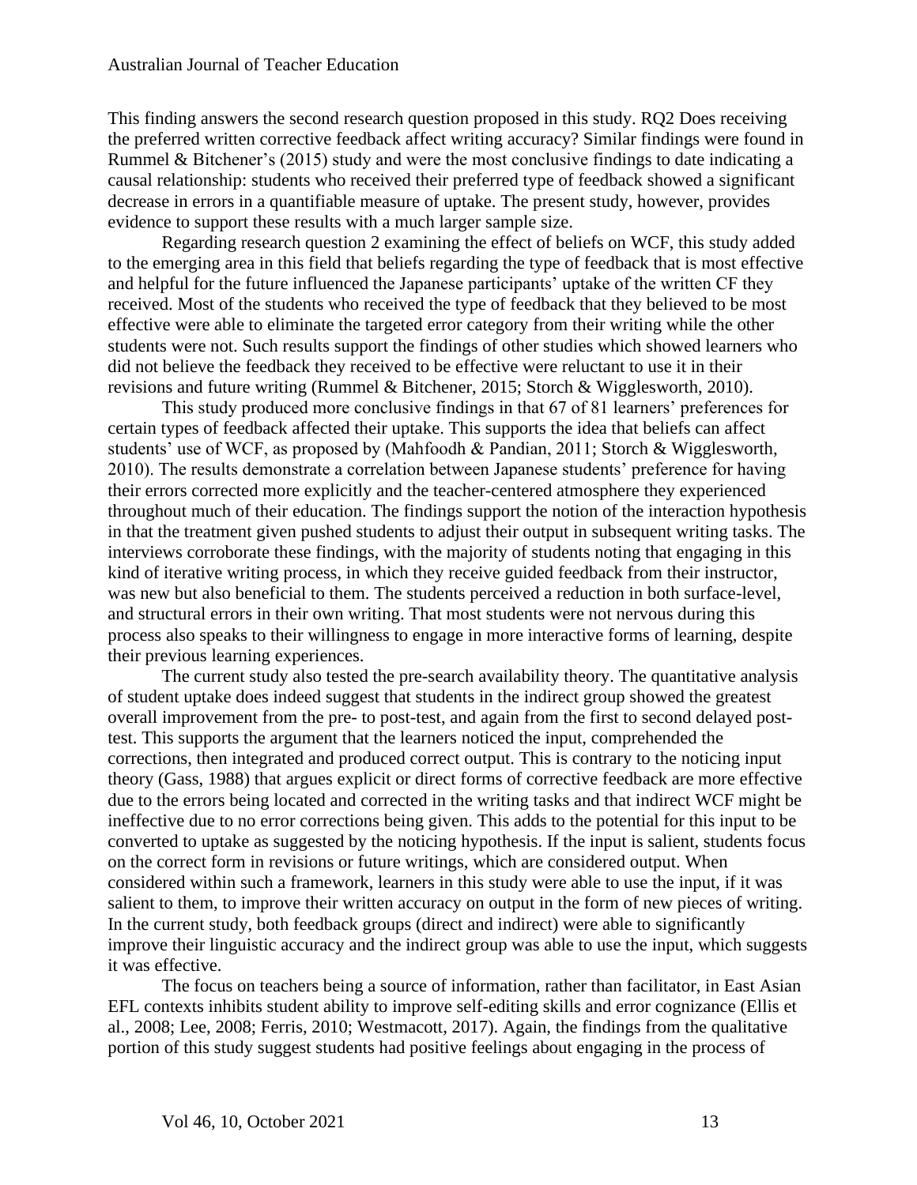This finding answers the second research question proposed in this study. RQ2 Does receiving the preferred written corrective feedback affect writing accuracy? Similar findings were found in Rummel & Bitchener's (2015) study and were the most conclusive findings to date indicating a causal relationship: students who received their preferred type of feedback showed a significant decrease in errors in a quantifiable measure of uptake. The present study, however, provides evidence to support these results with a much larger sample size.

Regarding research question 2 examining the effect of beliefs on WCF, this study added to the emerging area in this field that beliefs regarding the type of feedback that is most effective and helpful for the future influenced the Japanese participants' uptake of the written CF they received. Most of the students who received the type of feedback that they believed to be most effective were able to eliminate the targeted error category from their writing while the other students were not. Such results support the findings of other studies which showed learners who did not believe the feedback they received to be effective were reluctant to use it in their revisions and future writing (Rummel & Bitchener, 2015; Storch & Wigglesworth, 2010).

This study produced more conclusive findings in that 67 of 81 learners' preferences for certain types of feedback affected their uptake. This supports the idea that beliefs can affect students' use of WCF, as proposed by (Mahfoodh & Pandian, 2011; Storch & Wigglesworth, 2010). The results demonstrate a correlation between Japanese students' preference for having their errors corrected more explicitly and the teacher-centered atmosphere they experienced throughout much of their education. The findings support the notion of the interaction hypothesis in that the treatment given pushed students to adjust their output in subsequent writing tasks. The interviews corroborate these findings, with the majority of students noting that engaging in this kind of iterative writing process, in which they receive guided feedback from their instructor, was new but also beneficial to them. The students perceived a reduction in both surface-level, and structural errors in their own writing. That most students were not nervous during this process also speaks to their willingness to engage in more interactive forms of learning, despite their previous learning experiences.

The current study also tested the pre-search availability theory. The quantitative analysis of student uptake does indeed suggest that students in the indirect group showed the greatest overall improvement from the pre- to post-test, and again from the first to second delayed post-test. This supports the argument that the learners noticed the input, comprehended the corrections, then integrated and produced correct output. This is contrary to the noticing input theory (Gass, 1988) that argues explicit or direct forms of corrective feedback are more effective due to the errors being located and corrected in the writing tasks and that indirect WCF might be ineffective due to no error corrections being given. This adds to the potential for this input to be converted to uptake as suggested by the noticing hypothesis. If the input is salient, students focus on the correct form in revisions or future writings, which are considered output. When considered within such a framework, learners in this study were able to use the input, if it was salient to them, to improve their written accuracy on output in the form of new pieces of writing. In the current study, both feedback groups (direct and indirect) were able to significantly improve their linguistic accuracy and the indirect group was able to use the input, which suggests it was effective.

The focus on teachers being a source of information, rather than facilitator, in East Asian EFL contexts inhibits student ability to improve self-editing skills and error cognizance (Ellis et al., 2008; Lee, 2008; Ferris, 2010; Westmacott, 2017). Again, the findings from the qualitative portion of this study suggest students had positive feelings about engaging in the process of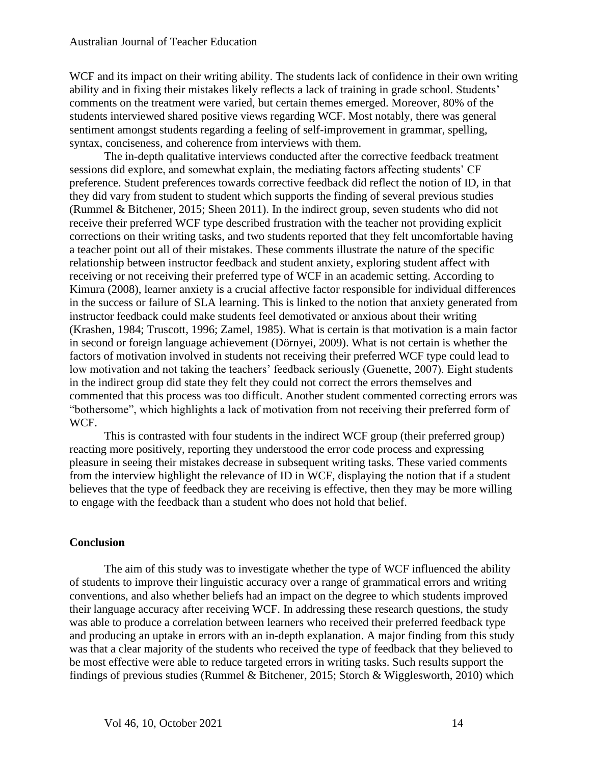WCF and its impact on their writing ability. The students lack of confidence in their own writing ability and in fixing their mistakes likely reflects a lack of training in grade school. Students' comments on the treatment were varied, but certain themes emerged. Moreover, 80% of the students interviewed shared positive views regarding WCF. Most notably, there was general sentiment amongst students regarding a feeling of self-improvement in grammar, spelling, syntax, conciseness, and coherence from interviews with them.

The in-depth qualitative interviews conducted after the corrective feedback treatment sessions did explore, and somewhat explain, the mediating factors affecting students' CF preference. Student preferences towards corrective feedback did reflect the notion of ID, in that they did vary from student to student which supports the finding of several previous studies (Rummel & Bitchener, 2015; Sheen 2011). In the indirect group, seven students who did not receive their preferred WCF type described frustration with the teacher not providing explicit corrections on their writing tasks, and two students reported that they felt uncomfortable having a teacher point out all of their mistakes. These comments illustrate the nature of the specific relationship between instructor feedback and student anxiety, exploring student affect with receiving or not receiving their preferred type of WCF in an academic setting. According to Kimura (2008), learner anxiety is a crucial affective factor responsible for individual differences in the success or failure of SLA learning. This is linked to the notion that anxiety generated from instructor feedback could make students feel demotivated or anxious about their writing (Krashen, 1984; Truscott, 1996; Zamel, 1985). What is certain is that motivation is a main factor in second or foreign language achievement (Dörnyei, 2009). What is not certain is whether the factors of motivation involved in students not receiving their preferred WCF type could lead to low motivation and not taking the teachers' feedback seriously (Guenette, 2007). Eight students in the indirect group did state they felt they could not correct the errors themselves and commented that this process was too difficult. Another student commented correcting errors was "bothersome", which highlights a lack of motivation from not receiving their preferred form of WCF.

This is contrasted with four students in the indirect WCF group (their preferred group) reacting more positively, reporting they understood the error code process and expressing pleasure in seeing their mistakes decrease in subsequent writing tasks. These varied comments from the interview highlight the relevance of ID in WCF, displaying the notion that if a student believes that the type of feedback they are receiving is effective, then they may be more willing to engage with the feedback than a student who does not hold that belief.

## Conclusion

The aim of this study was to investigate whether the type of WCF influenced the ability of students to improve their linguistic accuracy over a range of grammatical errors and writing conventions, and also whether beliefs had an impact on the degree to which students improved their language accuracy after receiving WCF. In addressing these research questions, the study was able to produce a correlation between learners who received their preferred feedback type and producing an uptake in errors with an in-depth explanation. A major finding from this study was that a clear majority of the students who received the type of feedback that they believed to be most effective were able to reduce targeted errors in writing tasks. Such results support the findings of previous studies (Rummel & Bitchener, 2015; Storch & Wigglesworth, 2010) which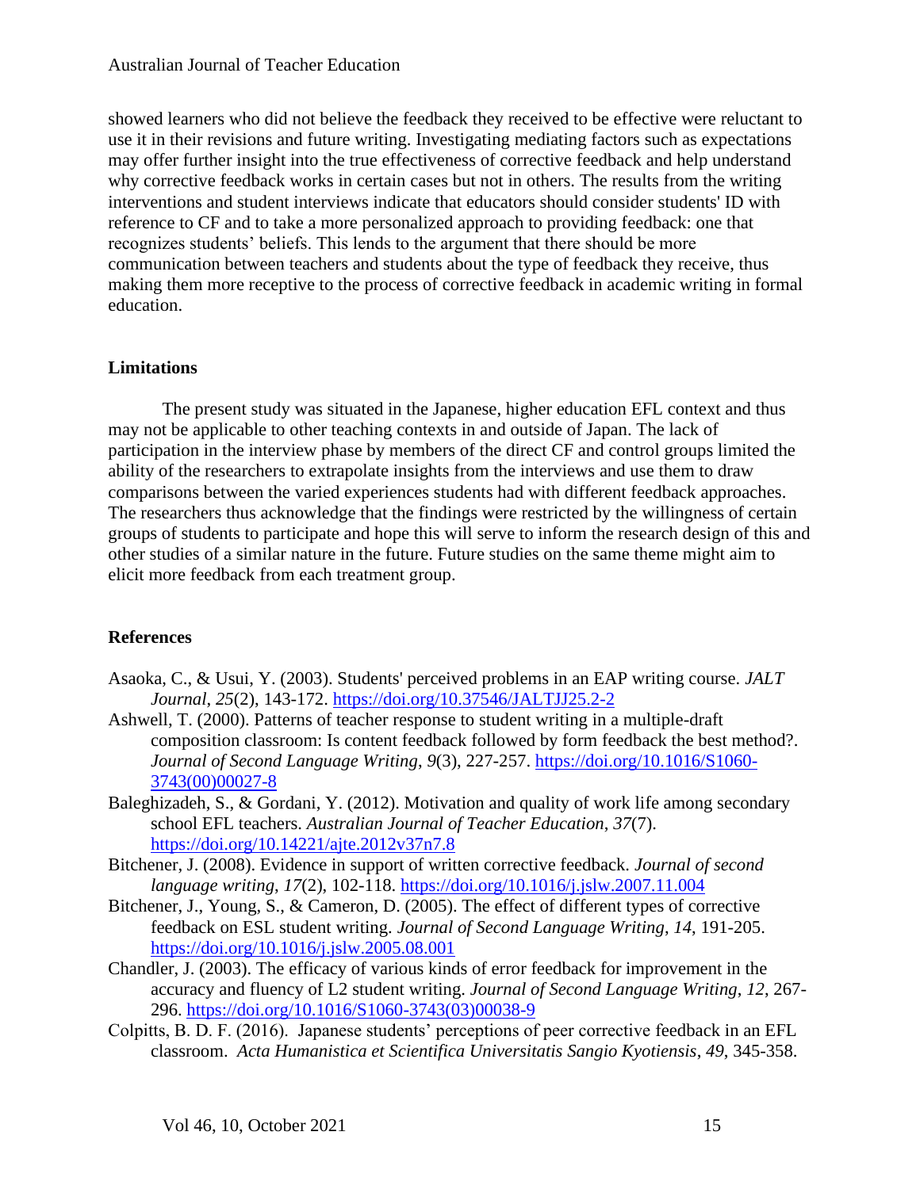showed learners who did not believe the feedback they received to be effective were reluctant to use it in their revisions and future writing. Investigating mediating factors such as expectations may offer further insight into the true effectiveness of corrective feedback and help understand why corrective feedback works in certain cases but not in others. The results from the writing interventions and student interviews indicate that educators should consider students' ID with reference to CF and to take a more personalized approach to providing feedback: one that recognizes students' beliefs. This lends to the argument that there should be more communication between teachers and students about the type of feedback they receive, thus making them more receptive to the process of corrective feedback in academic writing in formal education.

## Limitations

The present study was situated in the Japanese, higher education EFL context and thus may not be applicable to other teaching contexts in and outside of Japan. The lack of participation in the interview phase by members of the direct CF and control groups limited the ability of the researchers to extrapolate insights from the interviews and use them to draw comparisons between the varied experiences students had with different feedback approaches. The researchers thus acknowledge that the findings were restricted by the willingness of certain groups of students to participate and hope this will serve to inform the research design of this and other studies of a similar nature in the future. Future studies on the same theme might aim to elicit more feedback from each treatment group.

## References

Asaoka, C., & Usui, Y. (2003). Students' perceived problems in an EAP writing course. *JALT Journal*, *25*(2), 143-172. https://doi.org/10.37546/JALTJJ25.2-2

Ashwell, T. (2000). Patterns of teacher response to student writing in a multiple-draft composition classroom: Is content feedback followed by form feedback the best method?. *Journal of Second Language Writing*, *9*(3), 227-257. https://doi.org/10.1016/S1060-3743(00)00027-8

Baleghizadeh, S., & Gordani, Y. (2012). Motivation and quality of work life among secondary school EFL teachers. *Australian Journal of Teacher Education*, *37*(7). https://doi.org/10.14221/ajte.2012v37n7.8

Bitchener, J. (2008). Evidence in support of written corrective feedback. *Journal of second language writing*, *17*(2), 102-118. https://doi.org/10.1016/j.jslw.2007.11.004

Bitchener, J., Young, S., & Cameron, D. (2005). The effect of different types of corrective feedback on ESL student writing. *Journal of Second Language Writing*, *14*, 191-205. https://doi.org/10.1016/j.jslw.2005.08.001

Chandler, J. (2003). The efficacy of various kinds of error feedback for improvement in the accuracy and fluency of L2 student writing. *Journal of Second Language Writing*, *12*, 267-296. https://doi.org/10.1016/S1060-3743(03)00038-9

Colpitts, B. D. F. (2016). Japanese students' perceptions of peer corrective feedback in an EFL classroom. *Acta Humanistica et Scientifica Universitatis Sangio Kyotiensis*, *49*, 345-358.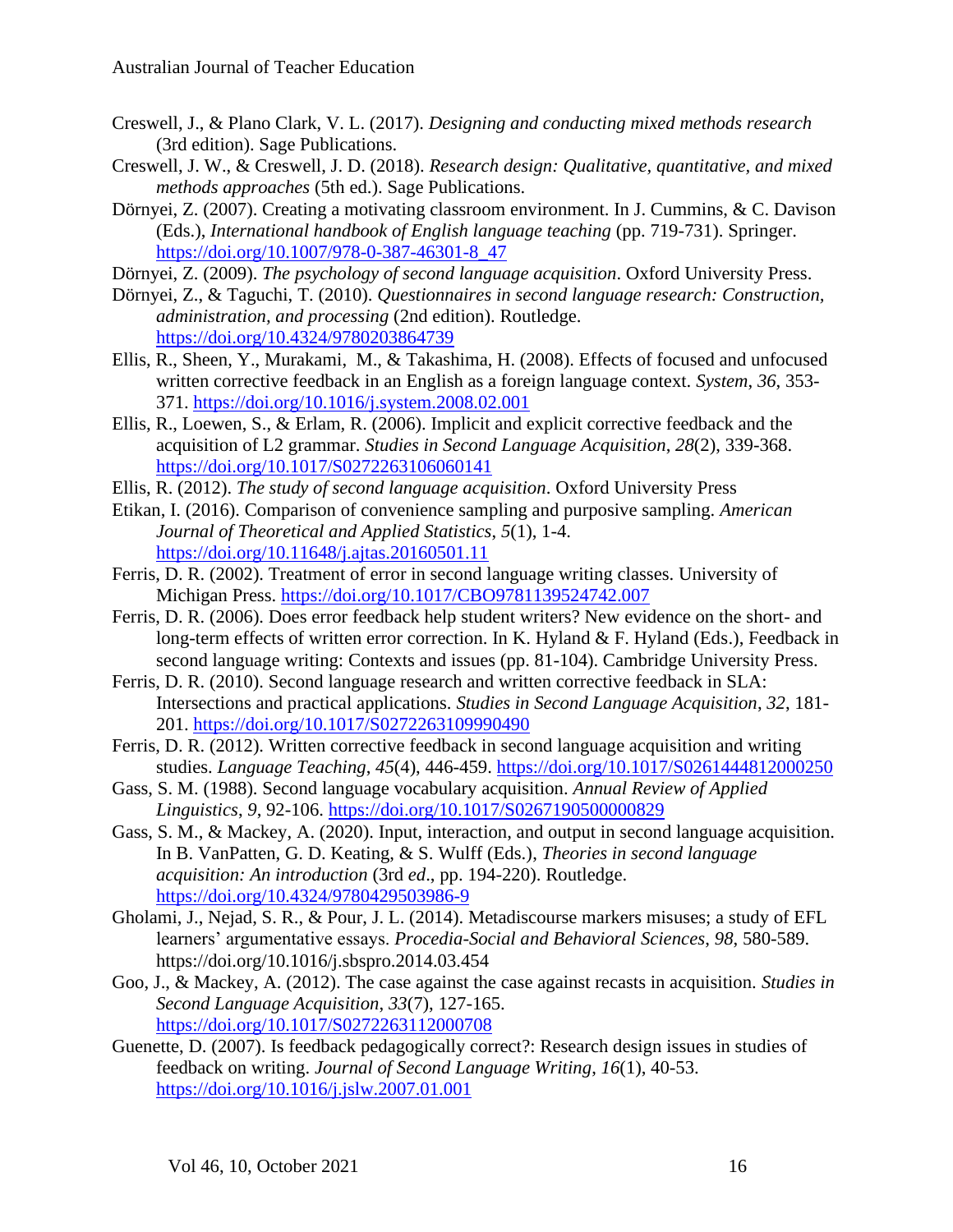Creswell, J., & Plano Clark, V. L. (2017). *Designing and conducting mixed methods research* (3rd edition). Sage Publications.

Creswell, J. W., & Creswell, J. D. (2018). *Research design: Qualitative, quantitative, and mixed methods approaches* (5th ed.). Sage Publications.

Dörnyei, Z. (2007). Creating a motivating classroom environment. In J. Cummins, & C. Davison (Eds.), *International handbook of English language teaching* (pp. 719-731). Springer. https://doi.org/10.1007/978-0-387-46301-8_47

Dörnyei, Z. (2009). *The psychology of second language acquisition*. Oxford University Press.

Dörnyei, Z., & Taguchi, T. (2010). *Questionnaires in second language research: Construction, administration, and processing* (2nd edition). Routledge. https://doi.org/10.4324/9780203864739

Ellis, R., Sheen, Y., Murakami, M., & Takashima, H. (2008). Effects of focused and unfocused written corrective feedback in an English as a foreign language context. *System*, *36*, 353-371. https://doi.org/10.1016/j.system.2008.02.001

Ellis, R., Loewen, S., & Erlam, R. (2006). Implicit and explicit corrective feedback and the acquisition of L2 grammar. *Studies in Second Language Acquisition*, *28*(2), 339-368. https://doi.org/10.1017/S0272263106060141

Ellis, R. (2012). *The study of second language acquisition*. Oxford University Press

Etikan, I. (2016). Comparison of convenience sampling and purposive sampling. *American Journal of Theoretical and Applied Statistics*, *5*(1), 1-4. https://doi.org/10.11648/j.ajtas.20160501.11

Ferris, D. R. (2002). Treatment of error in second language writing classes. University of Michigan Press. https://doi.org/10.1017/CBO9781139524742.007

Ferris, D. R. (2006). Does error feedback help student writers? New evidence on the short- and long-term effects of written error correction. In K. Hyland & F. Hyland (Eds.), Feedback in second language writing: Contexts and issues (pp. 81-104). Cambridge University Press.

Ferris, D. R. (2010). Second language research and written corrective feedback in SLA: Intersections and practical applications. *Studies in Second Language Acquisition*, *32*, 181-201. https://doi.org/10.1017/S0272263109990490

Ferris, D. R. (2012). Written corrective feedback in second language acquisition and writing studies. *Language Teaching*, *45*(4), 446-459. https://doi.org/10.1017/S0261444812000250

Gass, S. M. (1988). Second language vocabulary acquisition. *Annual Review of Applied Linguistics*, *9*, 92-106. https://doi.org/10.1017/S0267190500000829

Gass, S. M., & Mackey, A. (2020). Input, interaction, and output in second language acquisition. In B. VanPatten, G. D. Keating, & S. Wulff (Eds.), *Theories in second language acquisition: An introduction* (3rd *ed*., pp. 194-220). Routledge. https://doi.org/10.4324/9780429503986-9

Gholami, J., Nejad, S. R., & Pour, J. L. (2014). Metadiscourse markers misuses; a study of EFL learners' argumentative essays. *Procedia-Social and Behavioral Sciences*, *98*, 580-589. https://doi.org/10.1016/j.sbspro.2014.03.454

Goo, J., & Mackey, A. (2012). The case against the case against recasts in acquisition. *Studies in Second Language Acquisition*, *33*(7), 127-165. https://doi.org/10.1017/S0272263112000708

Guenette, D. (2007). Is feedback pedagogically correct?: Research design issues in studies of feedback on writing. *Journal of Second Language Writing*, *16*(1), 40-53. https://doi.org/10.1016/j.jslw.2007.01.001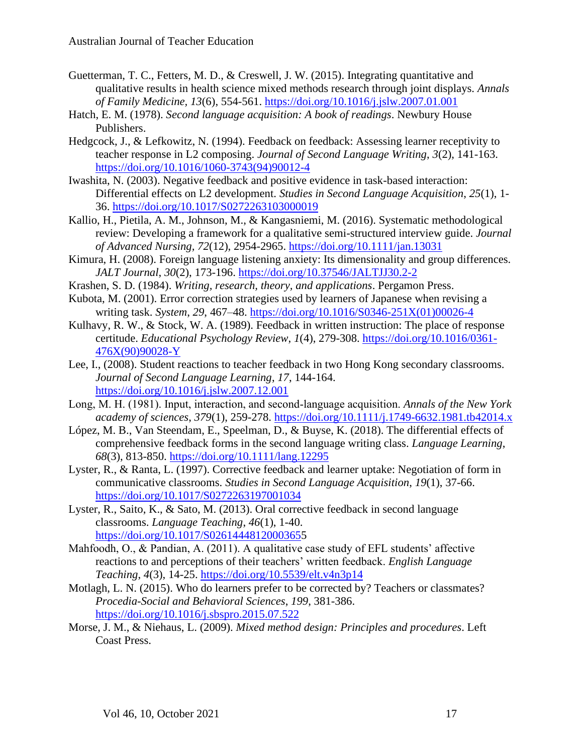Guetterman, T. C., Fetters, M. D., & Creswell, J. W. (2015). Integrating quantitative and qualitative results in health science mixed methods research through joint displays. *Annals of Family Medicine*, *13*(6), 554-561. https://doi.org/10.1016/j.jslw.2007.01.001

Hatch, E. M. (1978). *Second language acquisition: A book of readings*. Newbury House Publishers.

Hedgcock, J., & Lefkowitz, N. (1994). Feedback on feedback: Assessing learner receptivity to teacher response in L2 composing. *Journal of Second Language Writing*, *3*(2), 141-163. https://doi.org/10.1016/1060-3743(94)90012-4

Iwashita, N. (2003). Negative feedback and positive evidence in task-based interaction: Differential effects on L2 development. *Studies in Second Language Acquisition*, *25*(1), 1-36. https://doi.org/10.1017/S0272263103000019

Kallio, H., Pietila, A. M., Johnson, M., & Kangasniemi, M. (2016). Systematic methodological review: Developing a framework for a qualitative semi-structured interview guide. *Journal of Advanced Nursing*, *72*(12), 2954-2965. https://doi.org/10.1111/jan.13031

Kimura, H. (2008). Foreign language listening anxiety: Its dimensionality and group differences. *JALT Journal*, *30*(2), 173-196. https://doi.org/10.37546/JALTJJ30.2-2

Krashen, S. D. (1984). *Writing, research, theory, and applications*. Pergamon Press.

Kubota, M. (2001). Error correction strategies used by learners of Japanese when revising a writing task. *System*, *29*, 467–48. https://doi.org/10.1016/S0346-251X(01)00026-4

Kulhavy, R. W., & Stock, W. A. (1989). Feedback in written instruction: The place of response certitude. *Educational Psychology Review*, *1*(4), 279-308. https://doi.org/10.1016/0361-476X(90)90028-Y

Lee, I., (2008). Student reactions to teacher feedback in two Hong Kong secondary classrooms. *Journal of Second Language Learning*, *17*, 144-164. https://doi.org/10.1016/j.jslw.2007.12.001

Long, M. H. (1981). Input, interaction, and second-language acquisition. *Annals of the New York academy of sciences*, *379*(1), 259-278. https://doi.org/10.1111/j.1749-6632.1981.tb42014.x

López, M. B., Van Steendam, E., Speelman, D., & Buyse, K. (2018). The differential effects of comprehensive feedback forms in the second language writing class. *Language Learning*, *68*(3), 813-850. https://doi.org/10.1111/lang.12295

Lyster, R., & Ranta, L. (1997). Corrective feedback and learner uptake: Negotiation of form in communicative classrooms. *Studies in Second Language Acquisition*, *19*(1), 37-66. https://doi.org/10.1017/S0272263197001034

Lyster, R., Saito, K., & Sato, M. (2013). Oral corrective feedback in second language classrooms. *Language Teaching*, *46*(1), 1-40. https://doi.org/10.1017/S02614448120003655

Mahfoodh, O., & Pandian, A. (2011). A qualitative case study of EFL students' affective reactions to and perceptions of their teachers' written feedback. *English Language Teaching*, *4*(3), 14-25. https://doi.org/10.5539/elt.v4n3p14

Motlagh, L. N. (2015). Who do learners prefer to be corrected by? Teachers or classmates? *Procedia-Social and Behavioral Sciences*, *199*, 381-386. https://doi.org/10.1016/j.sbspro.2015.07.522

Morse, J. M., & Niehaus, L. (2009). *Mixed method design: Principles and procedures*. Left Coast Press.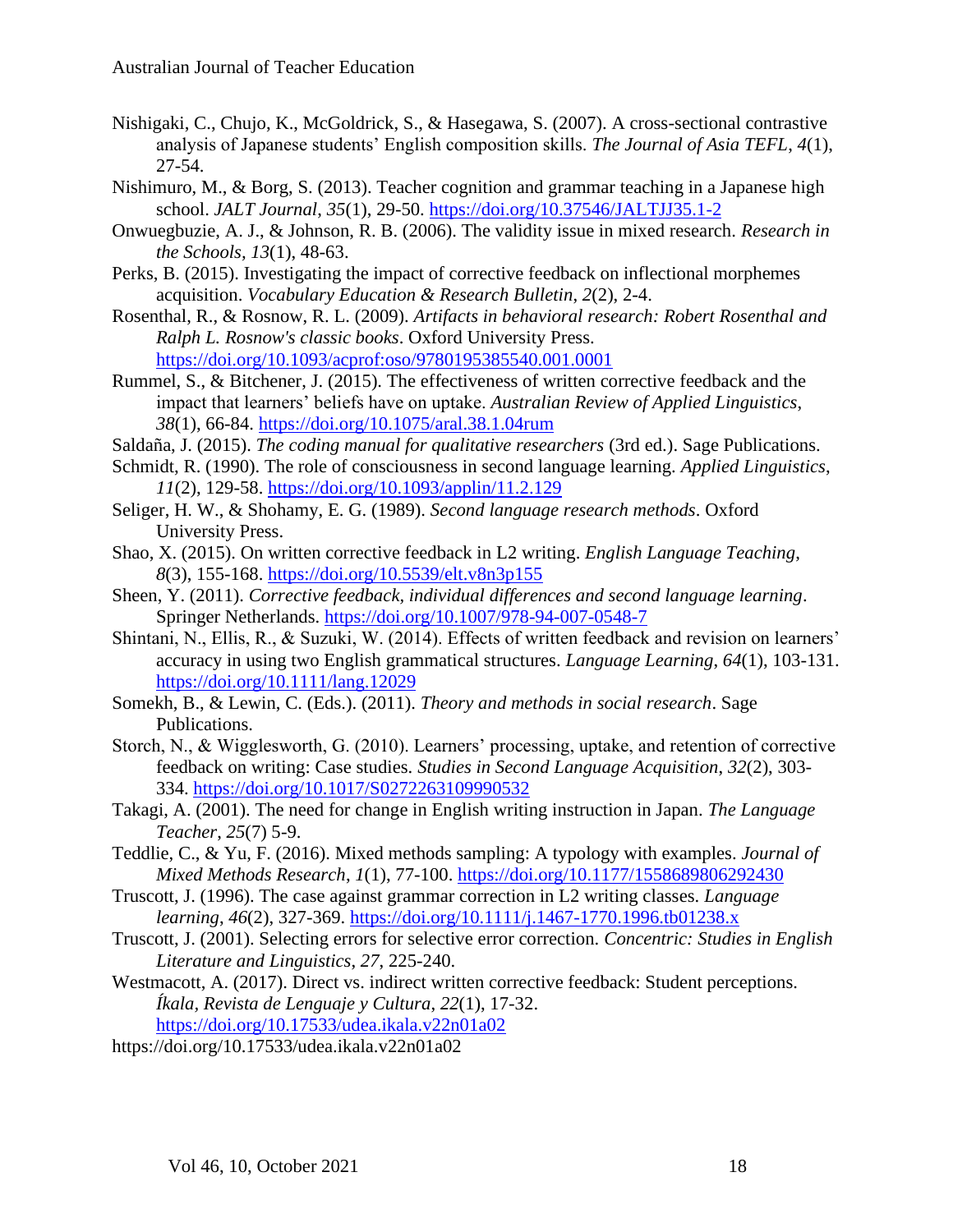Nishigaki, C., Chujo, K., McGoldrick, S., & Hasegawa, S. (2007). A cross-sectional contrastive analysis of Japanese students' English composition skills. *The Journal of Asia TEFL*, *4*(1), 27-54.

Nishimuro, M., & Borg, S. (2013). Teacher cognition and grammar teaching in a Japanese high school. *JALT Journal*, *35*(1), 29-50. https://doi.org/10.37546/JALTJJ35.1-2

Onwuegbuzie, A. J., & Johnson, R. B. (2006). The validity issue in mixed research. *Research in the Schools*, *13*(1), 48-63.

Perks, B. (2015). Investigating the impact of corrective feedback on inflectional morphemes acquisition. *Vocabulary Education & Research Bulletin*, *2*(2), 2-4.

Rosenthal, R., & Rosnow, R. L. (2009). *Artifacts in behavioral research: Robert Rosenthal and Ralph L. Rosnow's classic books*. Oxford University Press. https://doi.org/10.1093/acprof:oso/9780195385540.001.0001

Rummel, S., & Bitchener, J. (2015). The effectiveness of written corrective feedback and the impact that learners' beliefs have on uptake. *Australian Review of Applied Linguistics*, *38*(1), 66-84. https://doi.org/10.1075/aral.38.1.04rum

Saldaña, J. (2015). *The coding manual for qualitative researchers* (3rd ed.). Sage Publications.

Schmidt, R. (1990). The role of consciousness in second language learning. *Applied Linguistics*, *11*(2), 129-58. https://doi.org/10.1093/applin/11.2.129

Seliger, H. W., & Shohamy, E. G. (1989). *Second language research methods*. Oxford University Press.

Shao, X. (2015). On written corrective feedback in L2 writing. *English Language Teaching*, *8*(3), 155-168. https://doi.org/10.5539/elt.v8n3p155

Sheen, Y. (2011). *Corrective feedback, individual differences and second language learning*. Springer Netherlands. https://doi.org/10.1007/978-94-007-0548-7

Shintani, N., Ellis, R., & Suzuki, W. (2014). Effects of written feedback and revision on learners' accuracy in using two English grammatical structures. *Language Learning*, *64*(1), 103-131. https://doi.org/10.1111/lang.12029

Somekh, B., & Lewin, C. (Eds.). (2011). *Theory and methods in social research*. Sage Publications.

Storch, N., & Wigglesworth, G. (2010). Learners' processing, uptake, and retention of corrective feedback on writing: Case studies. *Studies in Second Language Acquisition*, *32*(2), 303-334. https://doi.org/10.1017/S0272263109990532

Takagi, A. (2001). The need for change in English writing instruction in Japan. *The Language Teacher*, *25*(7) 5-9.

Teddlie, C., & Yu, F. (2016). Mixed methods sampling: A typology with examples. *Journal of Mixed Methods Research*, *1*(1), 77-100. https://doi.org/10.1177/1558689806292430

Truscott, J. (1996). The case against grammar correction in L2 writing classes. *Language learning*, *46*(2), 327-369. https://doi.org/10.1111/j.1467-1770.1996.tb01238.x

Truscott, J. (2001). Selecting errors for selective error correction. *Concentric: Studies in English Literature and Linguistics*, *27*, 225-240.

Westmacott, A. (2017). Direct vs. indirect written corrective feedback: Student perceptions. *Íkala, Revista de Lenguaje y Cultura*, *22*(1), 17-32. https://doi.org/10.17533/udea.ikala.v22n01a02

https://doi.org/10.17533/udea.ikala.v22n01a02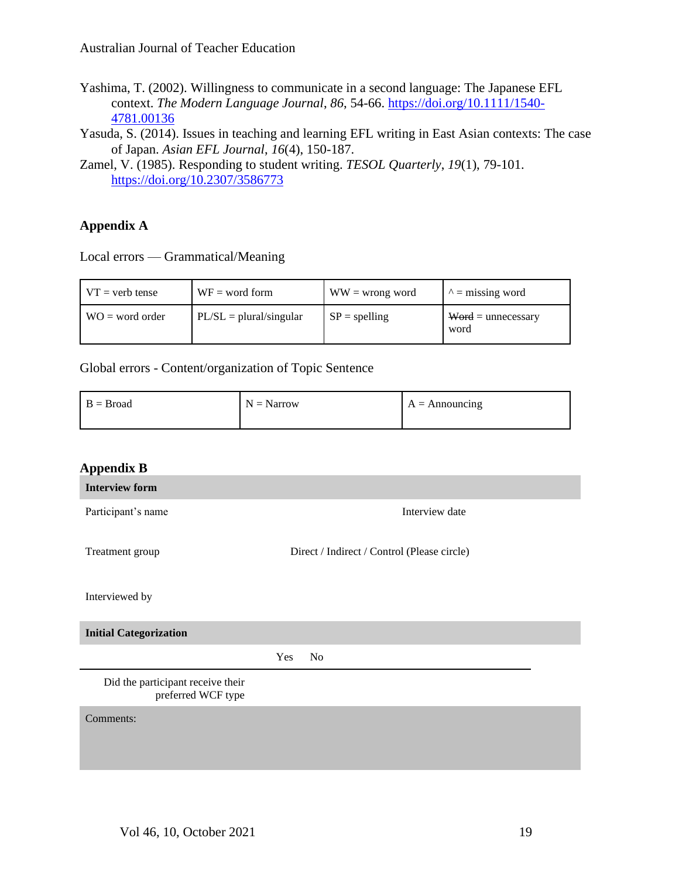Yashima, T. (2002). Willingness to communicate in a second language: The Japanese EFL context. *The Modern Language Journal*, *86*, 54-66. https://doi.org/10.1111/1540-4781.00136

Yasuda, S. (2014). Issues in teaching and learning EFL writing in East Asian contexts: The case of Japan. *Asian EFL Journal*, *16*(4), 150-187.

Zamel, V. (1985). Responding to student writing. *TESOL Quarterly*, *19*(1), 79-101. https://doi.org/10.2307/3586773

## Appendix A

Local errors — Grammatical/Meaning

| VT = verb tense | WF = word form | WW = wrong word | ^ = missing word |
|---|---|---|---|
| WO = word order | PL/SL = plural/singular | SP = spelling | ~~Word~~ = unnecessary word |

Global errors - Content/organization of Topic Sentence

| B = Broad | N = Narrow | A = Announcing |
|---|---|---|

## Appendix B

**Interview form**

| Participant's name | | Interview date |
|---|---|---|
| Treatment group | Direct / Indirect / Control (Please circle) | |
| Interviewed by | | |

**Initial Categorization**

| | Yes | No |
|---|---|---|
| Did the participant receive their preferred WCF type | | |

Comments: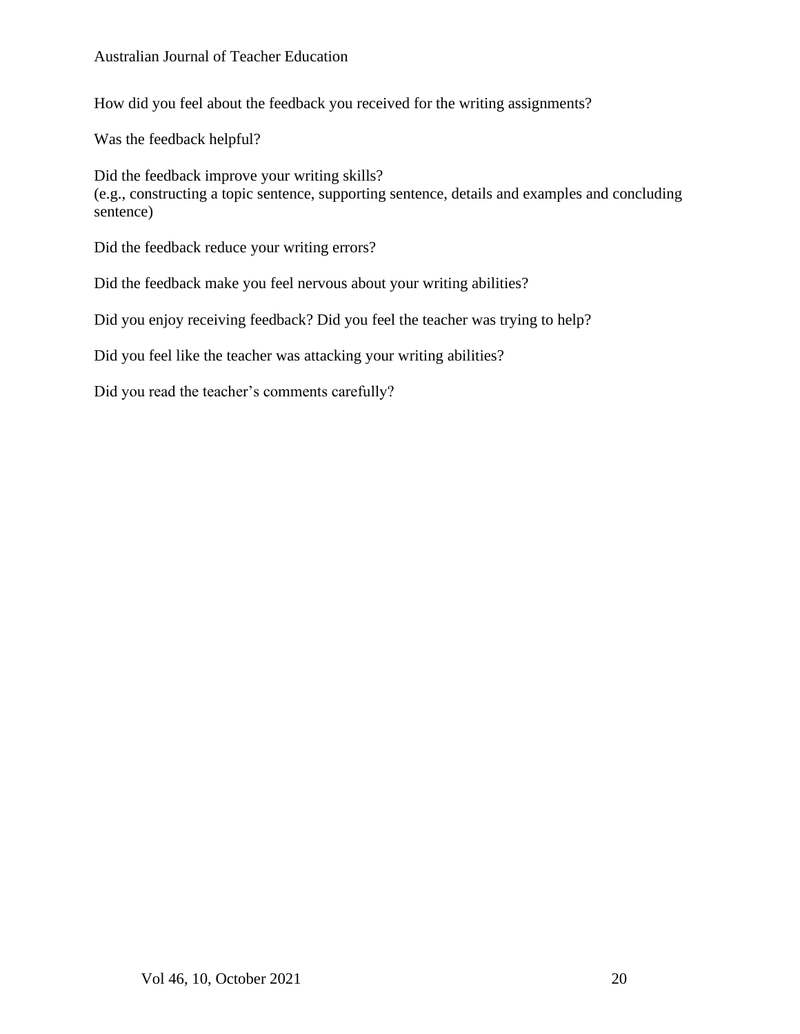How did you feel about the feedback you received for the writing assignments?

Was the feedback helpful?

Did the feedback improve your writing skills?
(e.g., constructing a topic sentence, supporting sentence, details and examples and concluding sentence)

Did the feedback reduce your writing errors?

Did the feedback make you feel nervous about your writing abilities?

Did you enjoy receiving feedback? Did you feel the teacher was trying to help?

Did you feel like the teacher was attacking your writing abilities?

Did you read the teacher's comments carefully?